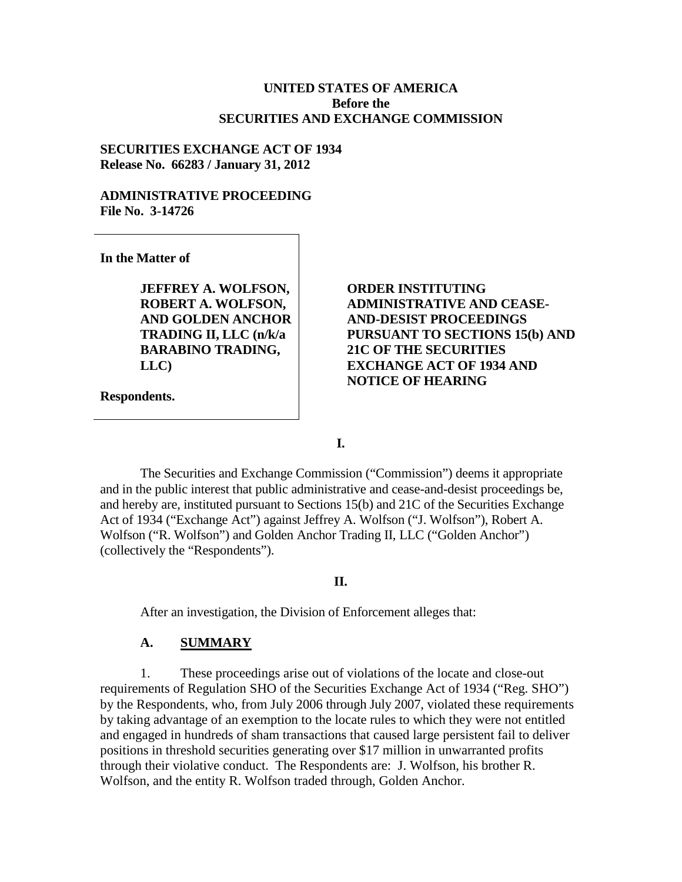**UNITED STATES OF AMERICA**
**Before the**
**SECURITIES AND EXCHANGE COMMISSION**

**SECURITIES EXCHANGE ACT OF 1934**
**Release No. 66283 / January 31, 2012**

**ADMINISTRATIVE PROCEEDING**
**File No. 3-14726**

| | |
|---|---|
| **In the Matter of**<br><br>**JEFFREY A. WOLFSON, ROBERT A. WOLFSON, AND GOLDEN ANCHOR TRADING II, LLC (n/k/a BARABINO TRADING, LLC)**<br><br>**Respondents.** | **ORDER INSTITUTING ADMINISTRATIVE AND CEASE-AND-DESIST PROCEEDINGS PURSUANT TO SECTIONS 15(b) AND 21C OF THE SECURITIES EXCHANGE ACT OF 1934 AND NOTICE OF HEARING** |

## I.

The Securities and Exchange Commission ("Commission") deems it appropriate and in the public interest that public administrative and cease-and-desist proceedings be, and hereby are, instituted pursuant to Sections 15(b) and 21C of the Securities Exchange Act of 1934 ("Exchange Act") against Jeffrey A. Wolfson ("J. Wolfson"), Robert A. Wolfson ("R. Wolfson") and Golden Anchor Trading II, LLC ("Golden Anchor") (collectively the "Respondents").

## II.

After an investigation, the Division of Enforcement alleges that:

### A. SUMMARY

1. These proceedings arise out of violations of the locate and close-out requirements of Regulation SHO of the Securities Exchange Act of 1934 ("Reg. SHO") by the Respondents, who, from July 2006 through July 2007, violated these requirements by taking advantage of an exemption to the locate rules to which they were not entitled and engaged in hundreds of sham transactions that caused large persistent fail to deliver positions in threshold securities generating over $17 million in unwarranted profits through their violative conduct. The Respondents are: J. Wolfson, his brother R. Wolfson, and the entity R. Wolfson traded through, Golden Anchor.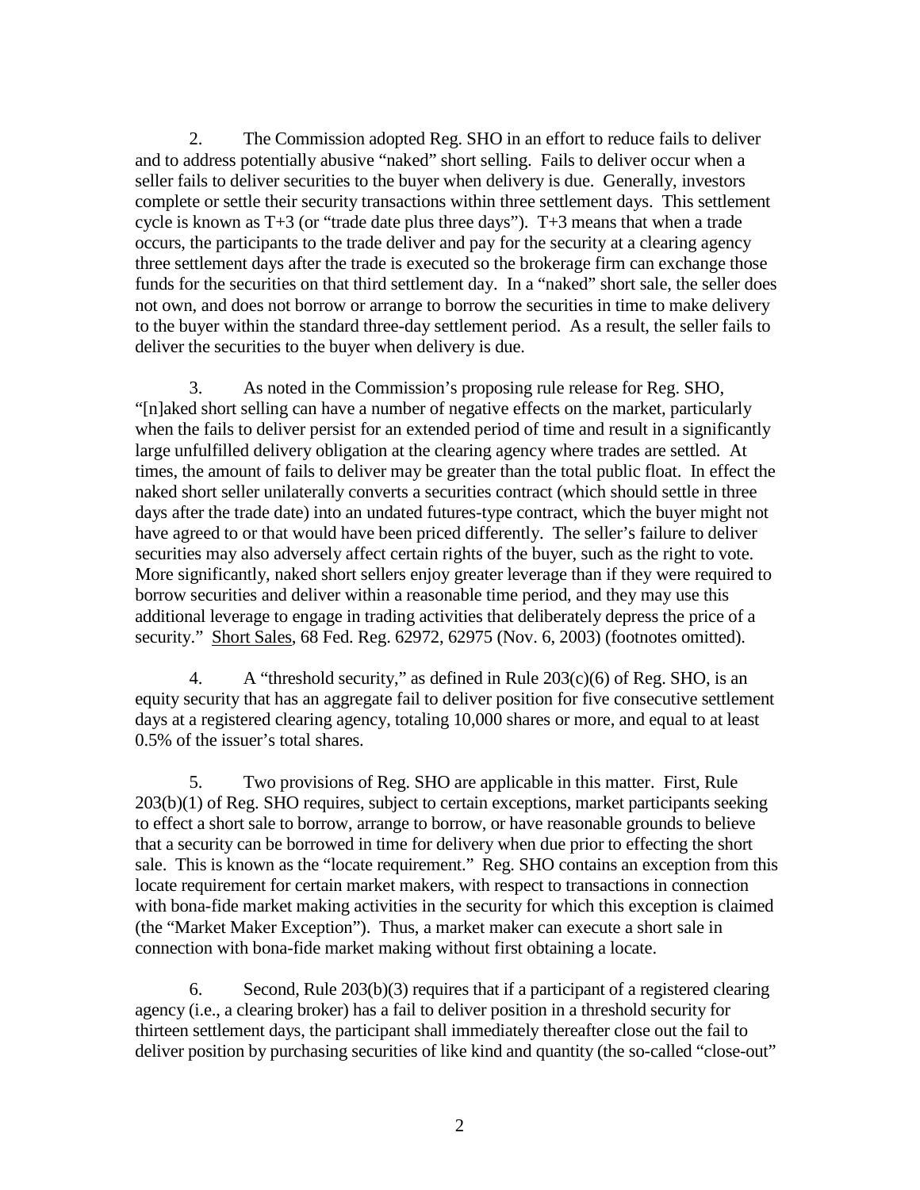2. The Commission adopted Reg. SHO in an effort to reduce fails to deliver and to address potentially abusive "naked" short selling. Fails to deliver occur when a seller fails to deliver securities to the buyer when delivery is due. Generally, investors complete or settle their security transactions within three settlement days. This settlement cycle is known as T+3 (or "trade date plus three days"). T+3 means that when a trade occurs, the participants to the trade deliver and pay for the security at a clearing agency three settlement days after the trade is executed so the brokerage firm can exchange those funds for the securities on that third settlement day. In a "naked" short sale, the seller does not own, and does not borrow or arrange to borrow the securities in time to make delivery to the buyer within the standard three-day settlement period. As a result, the seller fails to deliver the securities to the buyer when delivery is due.

3. As noted in the Commission's proposing rule release for Reg. SHO, "[n]aked short selling can have a number of negative effects on the market, particularly when the fails to deliver persist for an extended period of time and result in a significantly large unfulfilled delivery obligation at the clearing agency where trades are settled. At times, the amount of fails to deliver may be greater than the total public float. In effect the naked short seller unilaterally converts a securities contract (which should settle in three days after the trade date) into an undated futures-type contract, which the buyer might not have agreed to or that would have been priced differently. The seller's failure to deliver securities may also adversely affect certain rights of the buyer, such as the right to vote. More significantly, naked short sellers enjoy greater leverage than if they were required to borrow securities and deliver within a reasonable time period, and they may use this additional leverage to engage in trading activities that deliberately depress the price of a security." Short Sales, 68 Fed. Reg. 62972, 62975 (Nov. 6, 2003) (footnotes omitted).

4. A "threshold security," as defined in Rule 203(c)(6) of Reg. SHO, is an equity security that has an aggregate fail to deliver position for five consecutive settlement days at a registered clearing agency, totaling 10,000 shares or more, and equal to at least 0.5% of the issuer's total shares.

5. Two provisions of Reg. SHO are applicable in this matter. First, Rule 203(b)(1) of Reg. SHO requires, subject to certain exceptions, market participants seeking to effect a short sale to borrow, arrange to borrow, or have reasonable grounds to believe that a security can be borrowed in time for delivery when due prior to effecting the short sale. This is known as the "locate requirement." Reg. SHO contains an exception from this locate requirement for certain market makers, with respect to transactions in connection with bona-fide market making activities in the security for which this exception is claimed (the "Market Maker Exception"). Thus, a market maker can execute a short sale in connection with bona-fide market making without first obtaining a locate.

6. Second, Rule 203(b)(3) requires that if a participant of a registered clearing agency (i.e., a clearing broker) has a fail to deliver position in a threshold security for thirteen settlement days, the participant shall immediately thereafter close out the fail to deliver position by purchasing securities of like kind and quantity (the so-called "close-out"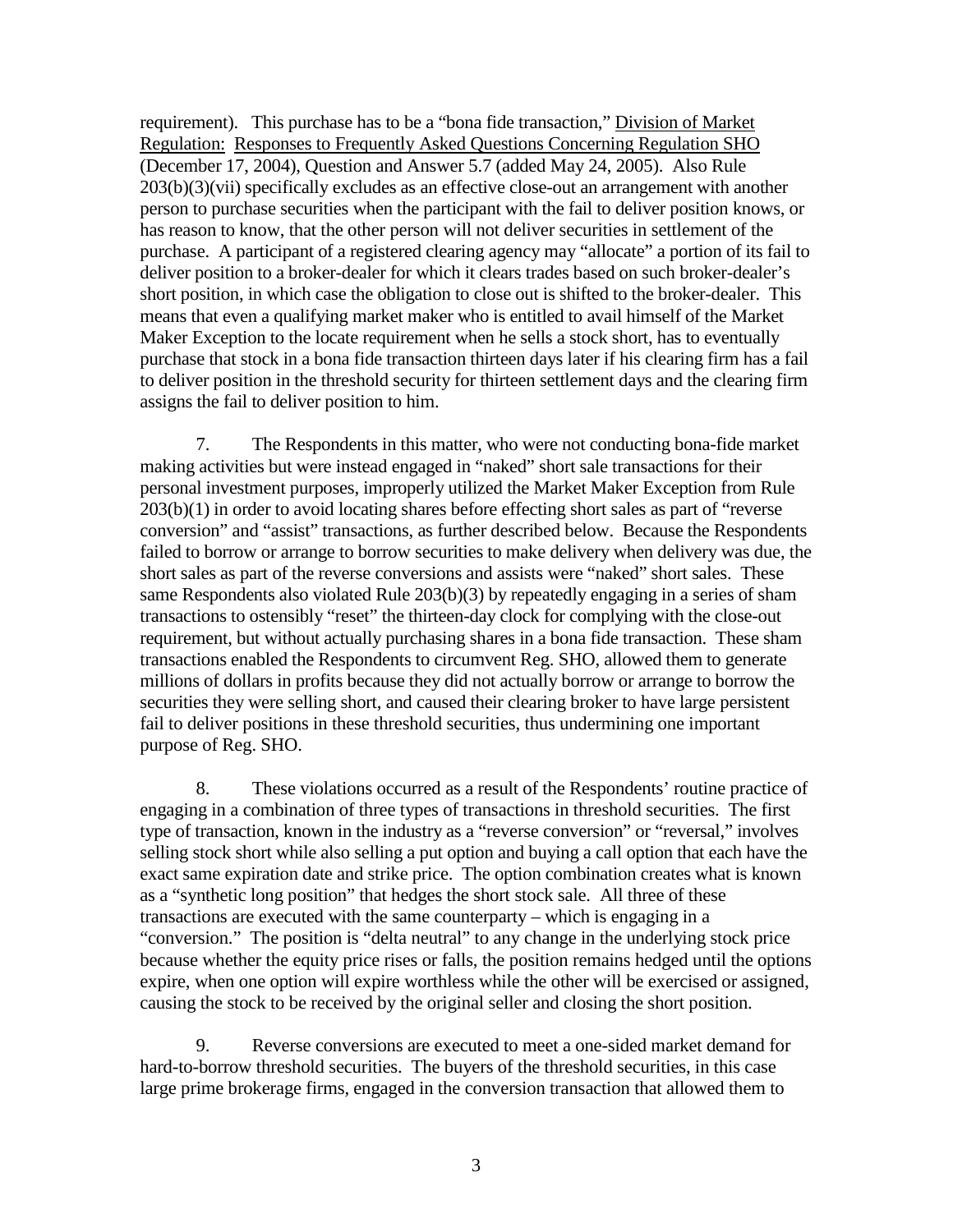requirement). This purchase has to be a "bona fide transaction," Division of Market Regulation: Responses to Frequently Asked Questions Concerning Regulation SHO (December 17, 2004), Question and Answer 5.7 (added May 24, 2005). Also Rule 203(b)(3)(vii) specifically excludes as an effective close-out an arrangement with another person to purchase securities when the participant with the fail to deliver position knows, or has reason to know, that the other person will not deliver securities in settlement of the purchase. A participant of a registered clearing agency may "allocate" a portion of its fail to deliver position to a broker-dealer for which it clears trades based on such broker-dealer's short position, in which case the obligation to close out is shifted to the broker-dealer. This means that even a qualifying market maker who is entitled to avail himself of the Market Maker Exception to the locate requirement when he sells a stock short, has to eventually purchase that stock in a bona fide transaction thirteen days later if his clearing firm has a fail to deliver position in the threshold security for thirteen settlement days and the clearing firm assigns the fail to deliver position to him.

7. The Respondents in this matter, who were not conducting bona-fide market making activities but were instead engaged in "naked" short sale transactions for their personal investment purposes, improperly utilized the Market Maker Exception from Rule 203(b)(1) in order to avoid locating shares before effecting short sales as part of "reverse conversion" and "assist" transactions, as further described below. Because the Respondents failed to borrow or arrange to borrow securities to make delivery when delivery was due, the short sales as part of the reverse conversions and assists were "naked" short sales. These same Respondents also violated Rule 203(b)(3) by repeatedly engaging in a series of sham transactions to ostensibly "reset" the thirteen-day clock for complying with the close-out requirement, but without actually purchasing shares in a bona fide transaction. These sham transactions enabled the Respondents to circumvent Reg. SHO, allowed them to generate millions of dollars in profits because they did not actually borrow or arrange to borrow the securities they were selling short, and caused their clearing broker to have large persistent fail to deliver positions in these threshold securities, thus undermining one important purpose of Reg. SHO.

8. These violations occurred as a result of the Respondents' routine practice of engaging in a combination of three types of transactions in threshold securities. The first type of transaction, known in the industry as a "reverse conversion" or "reversal," involves selling stock short while also selling a put option and buying a call option that each have the exact same expiration date and strike price. The option combination creates what is known as a "synthetic long position" that hedges the short stock sale. All three of these transactions are executed with the same counterparty – which is engaging in a "conversion." The position is "delta neutral" to any change in the underlying stock price because whether the equity price rises or falls, the position remains hedged until the options expire, when one option will expire worthless while the other will be exercised or assigned, causing the stock to be received by the original seller and closing the short position.

9. Reverse conversions are executed to meet a one-sided market demand for hard-to-borrow threshold securities. The buyers of the threshold securities, in this case large prime brokerage firms, engaged in the conversion transaction that allowed them to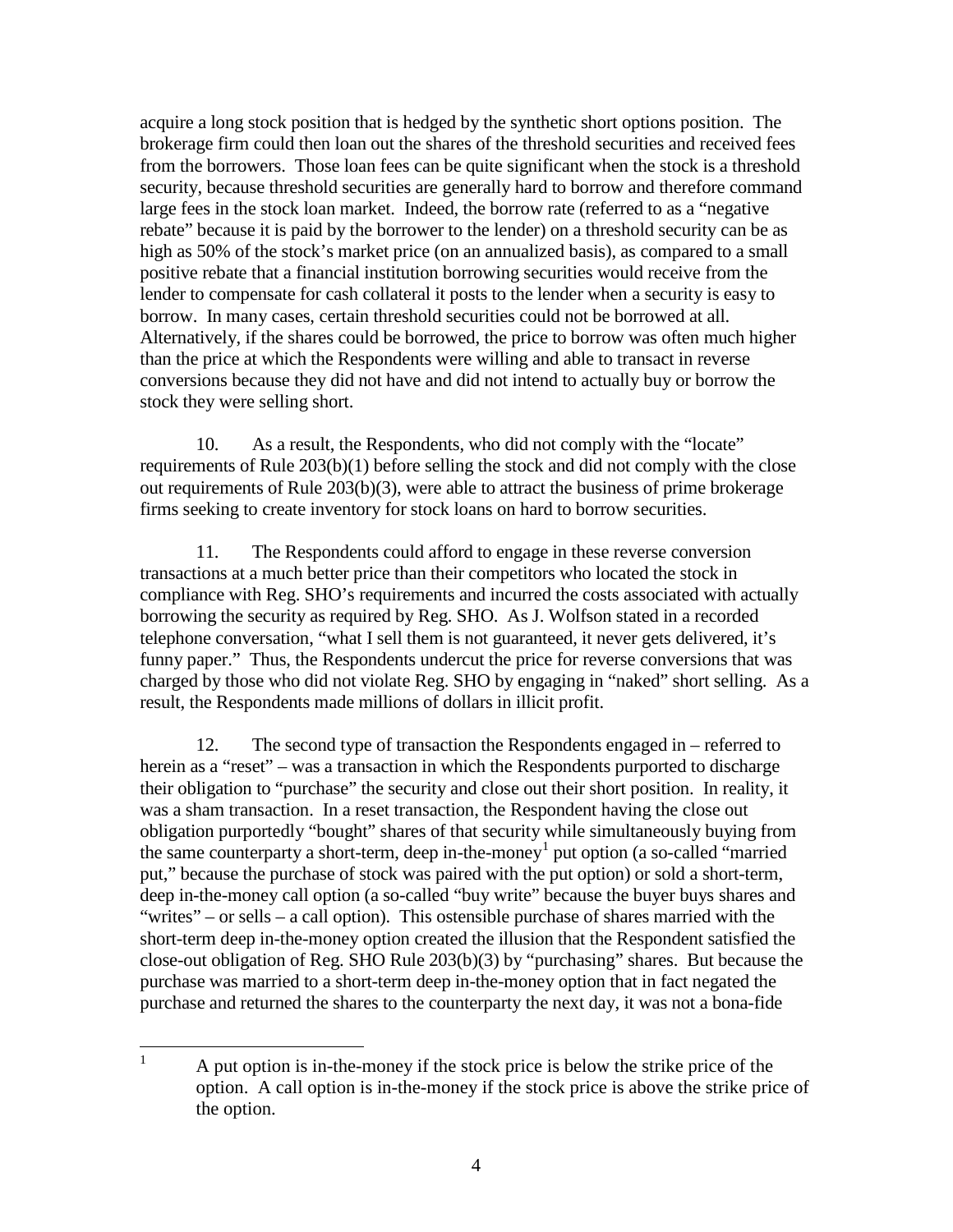acquire a long stock position that is hedged by the synthetic short options position. The brokerage firm could then loan out the shares of the threshold securities and received fees from the borrowers. Those loan fees can be quite significant when the stock is a threshold security, because threshold securities are generally hard to borrow and therefore command large fees in the stock loan market. Indeed, the borrow rate (referred to as a "negative rebate" because it is paid by the borrower to the lender) on a threshold security can be as high as 50% of the stock's market price (on an annualized basis), as compared to a small positive rebate that a financial institution borrowing securities would receive from the lender to compensate for cash collateral it posts to the lender when a security is easy to borrow. In many cases, certain threshold securities could not be borrowed at all. Alternatively, if the shares could be borrowed, the price to borrow was often much higher than the price at which the Respondents were willing and able to transact in reverse conversions because they did not have and did not intend to actually buy or borrow the stock they were selling short.

10. As a result, the Respondents, who did not comply with the "locate" requirements of Rule 203(b)(1) before selling the stock and did not comply with the close out requirements of Rule 203(b)(3), were able to attract the business of prime brokerage firms seeking to create inventory for stock loans on hard to borrow securities.

11. The Respondents could afford to engage in these reverse conversion transactions at a much better price than their competitors who located the stock in compliance with Reg. SHO's requirements and incurred the costs associated with actually borrowing the security as required by Reg. SHO. As J. Wolfson stated in a recorded telephone conversation, "what I sell them is not guaranteed, it never gets delivered, it's funny paper." Thus, the Respondents undercut the price for reverse conversions that was charged by those who did not violate Reg. SHO by engaging in "naked" short selling. As a result, the Respondents made millions of dollars in illicit profit.

12. The second type of transaction the Respondents engaged in – referred to herein as a "reset" – was a transaction in which the Respondents purported to discharge their obligation to "purchase" the security and close out their short position. In reality, it was a sham transaction. In a reset transaction, the Respondent having the close out obligation purportedly "bought" shares of that security while simultaneously buying from the same counterparty a short-term, deep in-the-money[1] put option (a so-called "married put," because the purchase of stock was paired with the put option) or sold a short-term, deep in-the-money call option (a so-called "buy write" because the buyer buys shares and "writes" – or sells – a call option). This ostensible purchase of shares married with the short-term deep in-the-money option created the illusion that the Respondent satisfied the close-out obligation of Reg. SHO Rule 203(b)(3) by "purchasing" shares. But because the purchase was married to a short-term deep in-the-money option that in fact negated the purchase and returned the shares to the counterparty the next day, it was not a bona-fide

[1] A put option is in-the-money if the stock price is below the strike price of the option. A call option is in-the-money if the stock price is above the strike price of the option.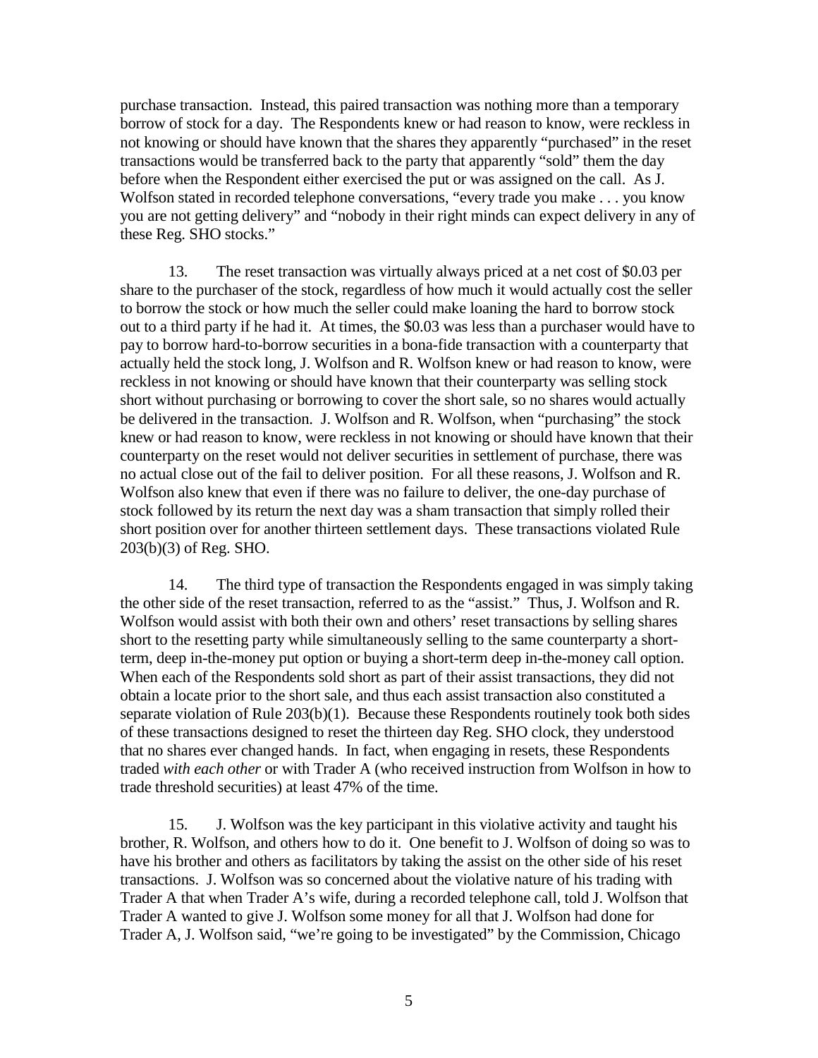purchase transaction. Instead, this paired transaction was nothing more than a temporary borrow of stock for a day. The Respondents knew or had reason to know, were reckless in not knowing or should have known that the shares they apparently "purchased" in the reset transactions would be transferred back to the party that apparently "sold" them the day before when the Respondent either exercised the put or was assigned on the call. As J. Wolfson stated in recorded telephone conversations, "every trade you make . . . you know you are not getting delivery" and "nobody in their right minds can expect delivery in any of these Reg. SHO stocks."

13. The reset transaction was virtually always priced at a net cost of $0.03 per share to the purchaser of the stock, regardless of how much it would actually cost the seller to borrow the stock or how much the seller could make loaning the hard to borrow stock out to a third party if he had it. At times, the $0.03 was less than a purchaser would have to pay to borrow hard-to-borrow securities in a bona-fide transaction with a counterparty that actually held the stock long, J. Wolfson and R. Wolfson knew or had reason to know, were reckless in not knowing or should have known that their counterparty was selling stock short without purchasing or borrowing to cover the short sale, so no shares would actually be delivered in the transaction. J. Wolfson and R. Wolfson, when "purchasing" the stock knew or had reason to know, were reckless in not knowing or should have known that their counterparty on the reset would not deliver securities in settlement of purchase, there was no actual close out of the fail to deliver position. For all these reasons, J. Wolfson and R. Wolfson also knew that even if there was no failure to deliver, the one-day purchase of stock followed by its return the next day was a sham transaction that simply rolled their short position over for another thirteen settlement days. These transactions violated Rule 203(b)(3) of Reg. SHO.

14. The third type of transaction the Respondents engaged in was simply taking the other side of the reset transaction, referred to as the "assist." Thus, J. Wolfson and R. Wolfson would assist with both their own and others' reset transactions by selling shares short to the resetting party while simultaneously selling to the same counterparty a short-term, deep in-the-money put option or buying a short-term deep in-the-money call option. When each of the Respondents sold short as part of their assist transactions, they did not obtain a locate prior to the short sale, and thus each assist transaction also constituted a separate violation of Rule 203(b)(1). Because these Respondents routinely took both sides of these transactions designed to reset the thirteen day Reg. SHO clock, they understood that no shares ever changed hands. In fact, when engaging in resets, these Respondents traded *with each other* or with Trader A (who received instruction from Wolfson in how to trade threshold securities) at least 47% of the time.

15. J. Wolfson was the key participant in this violative activity and taught his brother, R. Wolfson, and others how to do it. One benefit to J. Wolfson of doing so was to have his brother and others as facilitators by taking the assist on the other side of his reset transactions. J. Wolfson was so concerned about the violative nature of his trading with Trader A that when Trader A's wife, during a recorded telephone call, told J. Wolfson that Trader A wanted to give J. Wolfson some money for all that J. Wolfson had done for Trader A, J. Wolfson said, "we're going to be investigated" by the Commission, Chicago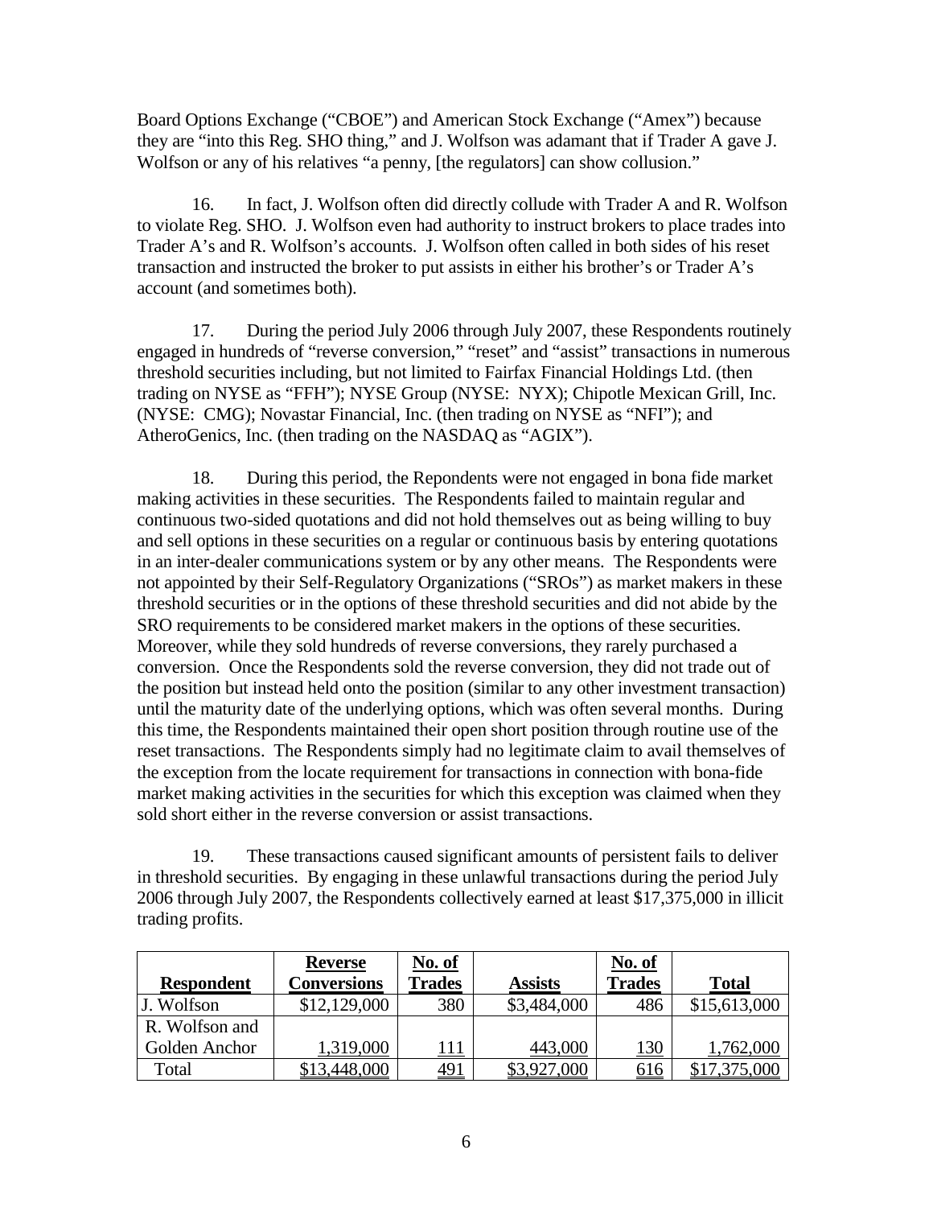Board Options Exchange ("CBOE") and American Stock Exchange ("Amex") because they are "into this Reg. SHO thing," and J. Wolfson was adamant that if Trader A gave J. Wolfson or any of his relatives "a penny, [the regulators] can show collusion."

16. In fact, J. Wolfson often did directly collude with Trader A and R. Wolfson to violate Reg. SHO. J. Wolfson even had authority to instruct brokers to place trades into Trader A's and R. Wolfson's accounts. J. Wolfson often called in both sides of his reset transaction and instructed the broker to put assists in either his brother's or Trader A's account (and sometimes both).

17. During the period July 2006 through July 2007, these Respondents routinely engaged in hundreds of "reverse conversion," "reset" and "assist" transactions in numerous threshold securities including, but not limited to Fairfax Financial Holdings Ltd. (then trading on NYSE as "FFH"); NYSE Group (NYSE: NYX); Chipotle Mexican Grill, Inc. (NYSE: CMG); Novastar Financial, Inc. (then trading on NYSE as "NFI"); and AtheroGenics, Inc. (then trading on the NASDAQ as "AGIX").

18. During this period, the Repondents were not engaged in bona fide market making activities in these securities. The Respondents failed to maintain regular and continuous two-sided quotations and did not hold themselves out as being willing to buy and sell options in these securities on a regular or continuous basis by entering quotations in an inter-dealer communications system or by any other means. The Respondents were not appointed by their Self-Regulatory Organizations ("SROs") as market makers in these threshold securities or in the options of these threshold securities and did not abide by the SRO requirements to be considered market makers in the options of these securities. Moreover, while they sold hundreds of reverse conversions, they rarely purchased a conversion. Once the Respondents sold the reverse conversion, they did not trade out of the position but instead held onto the position (similar to any other investment transaction) until the maturity date of the underlying options, which was often several months. During this time, the Respondents maintained their open short position through routine use of the reset transactions. The Respondents simply had no legitimate claim to avail themselves of the exception from the locate requirement for transactions in connection with bona-fide market making activities in the securities for which this exception was claimed when they sold short either in the reverse conversion or assist transactions.

19. These transactions caused significant amounts of persistent fails to deliver in threshold securities. By engaging in these unlawful transactions during the period July 2006 through July 2007, the Respondents collectively earned at least $17,375,000 in illicit trading profits.

| Respondent | Reverse Conversions | No. of Trades | Assists | No. of Trades | Total |
|---|---|---|---|---|---|
| J. Wolfson | $12,129,000 | 380 | $3,484,000 | 486 | $15,613,000 |
| R. Wolfson and Golden Anchor | 1,319,000 | 111 | 443,000 | 130 | 1,762,000 |
| Total | $13,448,000 | 491 | $3,927,000 | 616 | $17,375,000 |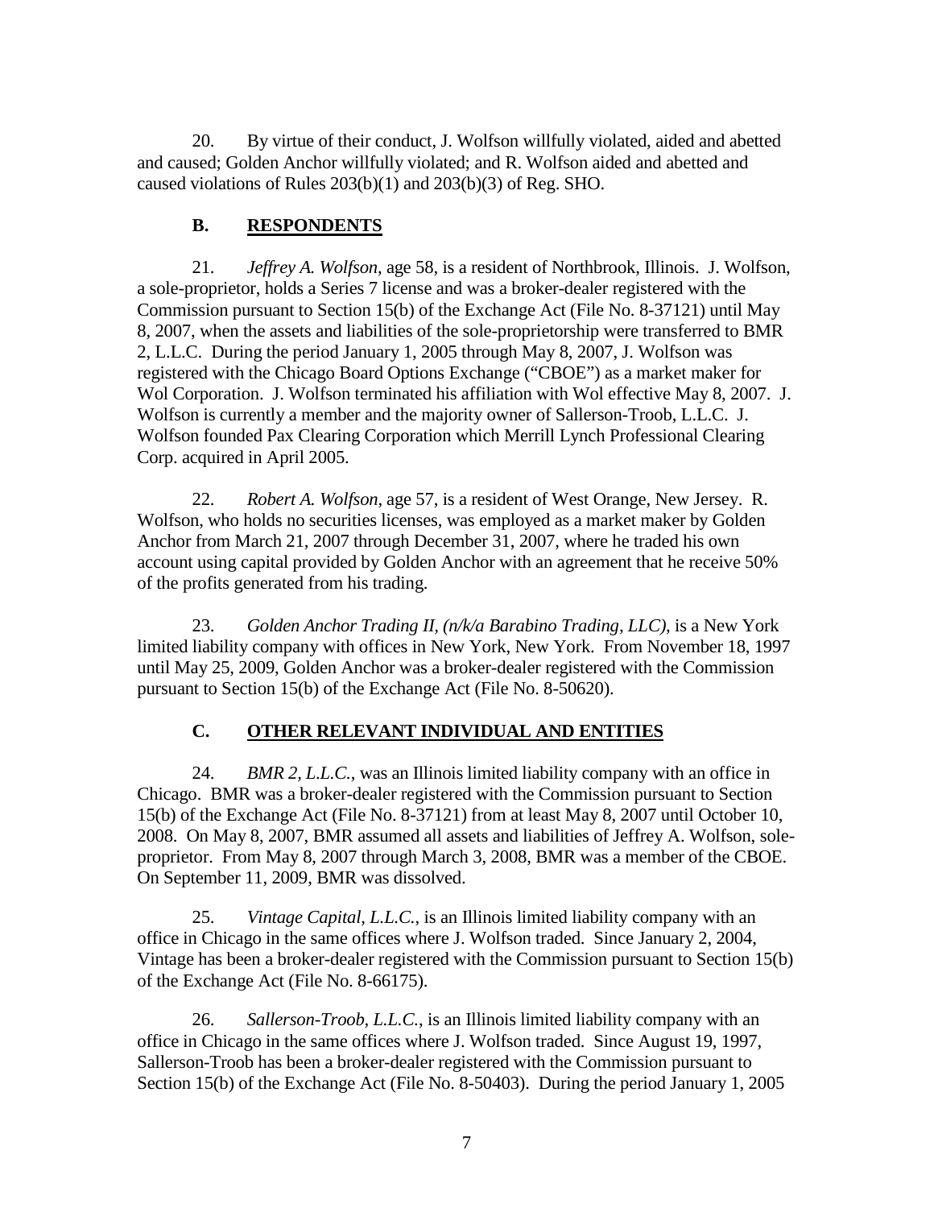20. By virtue of their conduct, J. Wolfson willfully violated, aided and abetted and caused; Golden Anchor willfully violated; and R. Wolfson aided and abetted and caused violations of Rules 203(b)(1) and 203(b)(3) of Reg. SHO.

### B. RESPONDENTS

21. *Jeffrey A. Wolfson*, age 58, is a resident of Northbrook, Illinois. J. Wolfson, a sole-proprietor, holds a Series 7 license and was a broker-dealer registered with the Commission pursuant to Section 15(b) of the Exchange Act (File No. 8-37121) until May 8, 2007, when the assets and liabilities of the sole-proprietorship were transferred to BMR 2, L.L.C. During the period January 1, 2005 through May 8, 2007, J. Wolfson was registered with the Chicago Board Options Exchange ("CBOE") as a market maker for Wol Corporation. J. Wolfson terminated his affiliation with Wol effective May 8, 2007. J. Wolfson is currently a member and the majority owner of Sallerson-Troob, L.L.C. J. Wolfson founded Pax Clearing Corporation which Merrill Lynch Professional Clearing Corp. acquired in April 2005.

22. *Robert A. Wolfson*, age 57, is a resident of West Orange, New Jersey. R. Wolfson, who holds no securities licenses, was employed as a market maker by Golden Anchor from March 21, 2007 through December 31, 2007, where he traded his own account using capital provided by Golden Anchor with an agreement that he receive 50% of the profits generated from his trading.

23. *Golden Anchor Trading II, (n/k/a Barabino Trading, LLC)*, is a New York limited liability company with offices in New York, New York. From November 18, 1997 until May 25, 2009, Golden Anchor was a broker-dealer registered with the Commission pursuant to Section 15(b) of the Exchange Act (File No. 8-50620).

### C. OTHER RELEVANT INDIVIDUAL AND ENTITIES

24. *BMR 2, L.L.C.*, was an Illinois limited liability company with an office in Chicago. BMR was a broker-dealer registered with the Commission pursuant to Section 15(b) of the Exchange Act (File No. 8-37121) from at least May 8, 2007 until October 10, 2008. On May 8, 2007, BMR assumed all assets and liabilities of Jeffrey A. Wolfson, sole-proprietor. From May 8, 2007 through March 3, 2008, BMR was a member of the CBOE. On September 11, 2009, BMR was dissolved.

25. *Vintage Capital, L.L.C.*, is an Illinois limited liability company with an office in Chicago in the same offices where J. Wolfson traded. Since January 2, 2004, Vintage has been a broker-dealer registered with the Commission pursuant to Section 15(b) of the Exchange Act (File No. 8-66175).

26. *Sallerson-Troob, L.L.C.*, is an Illinois limited liability company with an office in Chicago in the same offices where J. Wolfson traded. Since August 19, 1997, Sallerson-Troob has been a broker-dealer registered with the Commission pursuant to Section 15(b) of the Exchange Act (File No. 8-50403). During the period January 1, 2005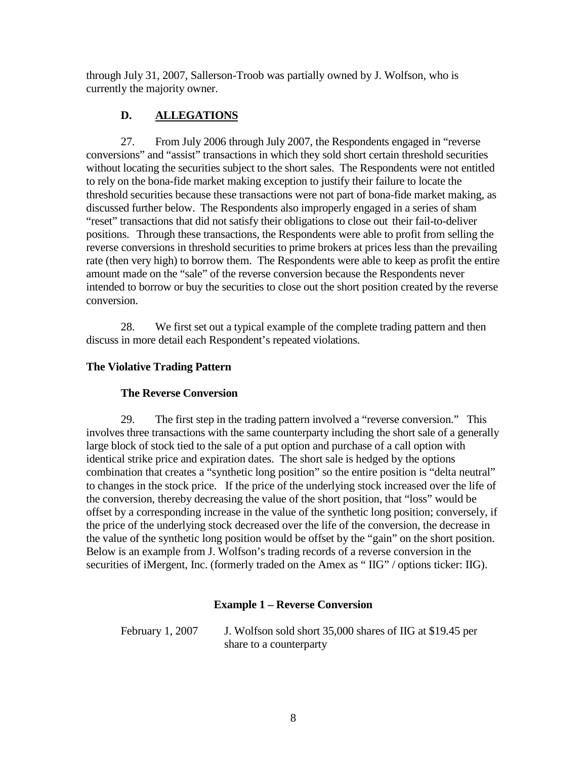through July 31, 2007, Sallerson-Troob was partially owned by J. Wolfson, who is currently the majority owner.

## D. ALLEGATIONS

27. From July 2006 through July 2007, the Respondents engaged in "reverse conversions" and "assist" transactions in which they sold short certain threshold securities without locating the securities subject to the short sales. The Respondents were not entitled to rely on the bona-fide market making exception to justify their failure to locate the threshold securities because these transactions were not part of bona-fide market making, as discussed further below. The Respondents also improperly engaged in a series of sham "reset" transactions that did not satisfy their obligations to close out their fail-to-deliver positions. Through these transactions, the Respondents were able to profit from selling the reverse conversions in threshold securities to prime brokers at prices less than the prevailing rate (then very high) to borrow them. The Respondents were able to keep as profit the entire amount made on the "sale" of the reverse conversion because the Respondents never intended to borrow or buy the securities to close out the short position created by the reverse conversion.

28. We first set out a typical example of the complete trading pattern and then discuss in more detail each Respondent's repeated violations.

### The Violative Trading Pattern

#### The Reverse Conversion

29. The first step in the trading pattern involved a "reverse conversion." This involves three transactions with the same counterparty including the short sale of a generally large block of stock tied to the sale of a put option and purchase of a call option with identical strike price and expiration dates. The short sale is hedged by the options combination that creates a "synthetic long position" so the entire position is "delta neutral" to changes in the stock price. If the price of the underlying stock increased over the life of the conversion, thereby decreasing the value of the short position, that "loss" would be offset by a corresponding increase in the value of the synthetic long position; conversely, if the price of the underlying stock decreased over the life of the conversion, the decrease in the value of the synthetic long position would be offset by the "gain" on the short position. Below is an example from J. Wolfson's trading records of a reverse conversion in the securities of iMergent, Inc. (formerly traded on the Amex as " IIG" / options ticker: IIG).

**Example 1 – Reverse Conversion**

| | |
|---|---|
| February 1, 2007 | J. Wolfson sold short 35,000 shares of IIG at $19.45 per share to a counterparty |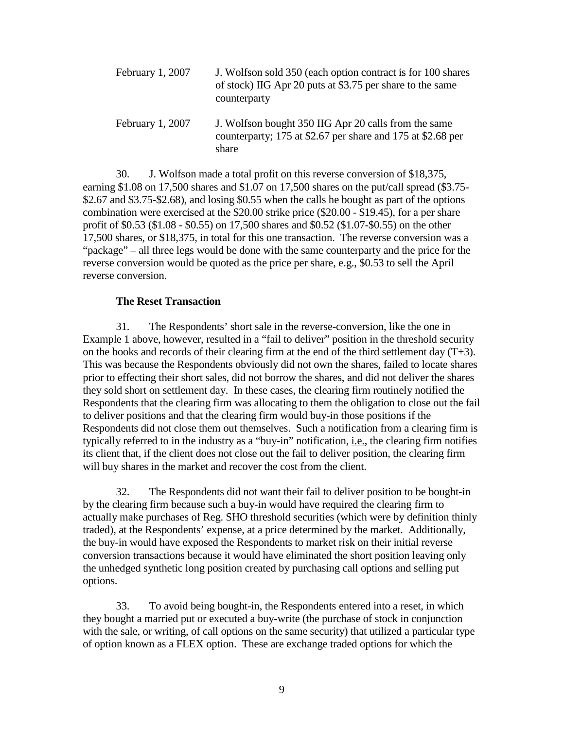| | |
|---|---|
| February 1, 2007 | J. Wolfson sold 350 (each option contract is for 100 shares of stock) IIG Apr 20 puts at \$3.75 per share to the same counterparty |
| February 1, 2007 | J. Wolfson bought 350 IIG Apr 20 calls from the same counterparty; 175 at \$2.67 per share and 175 at \$2.68 per share |

30. J. Wolfson made a total profit on this reverse conversion of \$18,375, earning \$1.08 on 17,500 shares and \$1.07 on 17,500 shares on the put/call spread (\$3.75-\$2.67 and \$3.75-\$2.68), and losing \$0.55 when the calls he bought as part of the options combination were exercised at the \$20.00 strike price (\$20.00 - \$19.45), for a per share profit of \$0.53 (\$1.08 - \$0.55) on 17,500 shares and \$0.52 (\$1.07-\$0.55) on the other 17,500 shares, or \$18,375, in total for this one transaction. The reverse conversion was a "package" – all three legs would be done with the same counterparty and the price for the reverse conversion would be quoted as the price per share, e.g., \$0.53 to sell the April reverse conversion.

### The Reset Transaction

31. The Respondents' short sale in the reverse-conversion, like the one in Example 1 above, however, resulted in a "fail to deliver" position in the threshold security on the books and records of their clearing firm at the end of the third settlement day (T+3). This was because the Respondents obviously did not own the shares, failed to locate shares prior to effecting their short sales, did not borrow the shares, and did not deliver the shares they sold short on settlement day. In these cases, the clearing firm routinely notified the Respondents that the clearing firm was allocating to them the obligation to close out the fail to deliver positions and that the clearing firm would buy-in those positions if the Respondents did not close them out themselves. Such a notification from a clearing firm is typically referred to in the industry as a "buy-in" notification, i.e., the clearing firm notifies its client that, if the client does not close out the fail to deliver position, the clearing firm will buy shares in the market and recover the cost from the client.

32. The Respondents did not want their fail to deliver position to be bought-in by the clearing firm because such a buy-in would have required the clearing firm to actually make purchases of Reg. SHO threshold securities (which were by definition thinly traded), at the Respondents' expense, at a price determined by the market. Additionally, the buy-in would have exposed the Respondents to market risk on their initial reverse conversion transactions because it would have eliminated the short position leaving only the unhedged synthetic long position created by purchasing call options and selling put options.

33. To avoid being bought-in, the Respondents entered into a reset, in which they bought a married put or executed a buy-write (the purchase of stock in conjunction with the sale, or writing, of call options on the same security) that utilized a particular type of option known as a FLEX option. These are exchange traded options for which the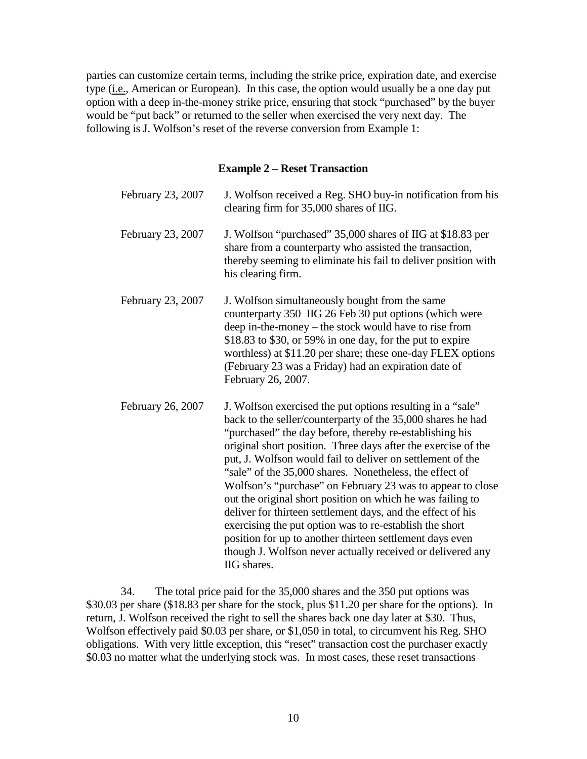parties can customize certain terms, including the strike price, expiration date, and exercise type (i.e., American or European). In this case, the option would usually be a one day put option with a deep in-the-money strike price, ensuring that stock "purchased" by the buyer would be "put back" or returned to the seller when exercised the very next day. The following is J. Wolfson's reset of the reverse conversion from Example 1:

### Example 2 – Reset Transaction

| | |
|---|---|
| February 23, 2007 | J. Wolfson received a Reg. SHO buy-in notification from his clearing firm for 35,000 shares of IIG. |
| February 23, 2007 | J. Wolfson "purchased" 35,000 shares of IIG at $18.83 per share from a counterparty who assisted the transaction, thereby seeming to eliminate his fail to deliver position with his clearing firm. |
| February 23, 2007 | J. Wolfson simultaneously bought from the same counterparty 350 IIG 26 Feb 30 put options (which were deep in-the-money – the stock would have to rise from $18.83 to $30, or 59% in one day, for the put to expire worthless) at $11.20 per share; these one-day FLEX options (February 23 was a Friday) had an expiration date of February 26, 2007. |
| February 26, 2007 | J. Wolfson exercised the put options resulting in a "sale" back to the seller/counterparty of the 35,000 shares he had "purchased" the day before, thereby re-establishing his original short position. Three days after the exercise of the put, J. Wolfson would fail to deliver on settlement of the "sale" of the 35,000 shares. Nonetheless, the effect of Wolfson's "purchase" on February 23 was to appear to close out the original short position on which he was failing to deliver for thirteen settlement days, and the effect of his exercising the put option was to re-establish the short position for up to another thirteen settlement days even though J. Wolfson never actually received or delivered any IIG shares. |

34. The total price paid for the 35,000 shares and the 350 put options was $30.03 per share ($18.83 per share for the stock, plus $11.20 per share for the options). In return, J. Wolfson received the right to sell the shares back one day later at $30. Thus, Wolfson effectively paid $0.03 per share, or $1,050 in total, to circumvent his Reg. SHO obligations. With very little exception, this "reset" transaction cost the purchaser exactly $0.03 no matter what the underlying stock was. In most cases, these reset transactions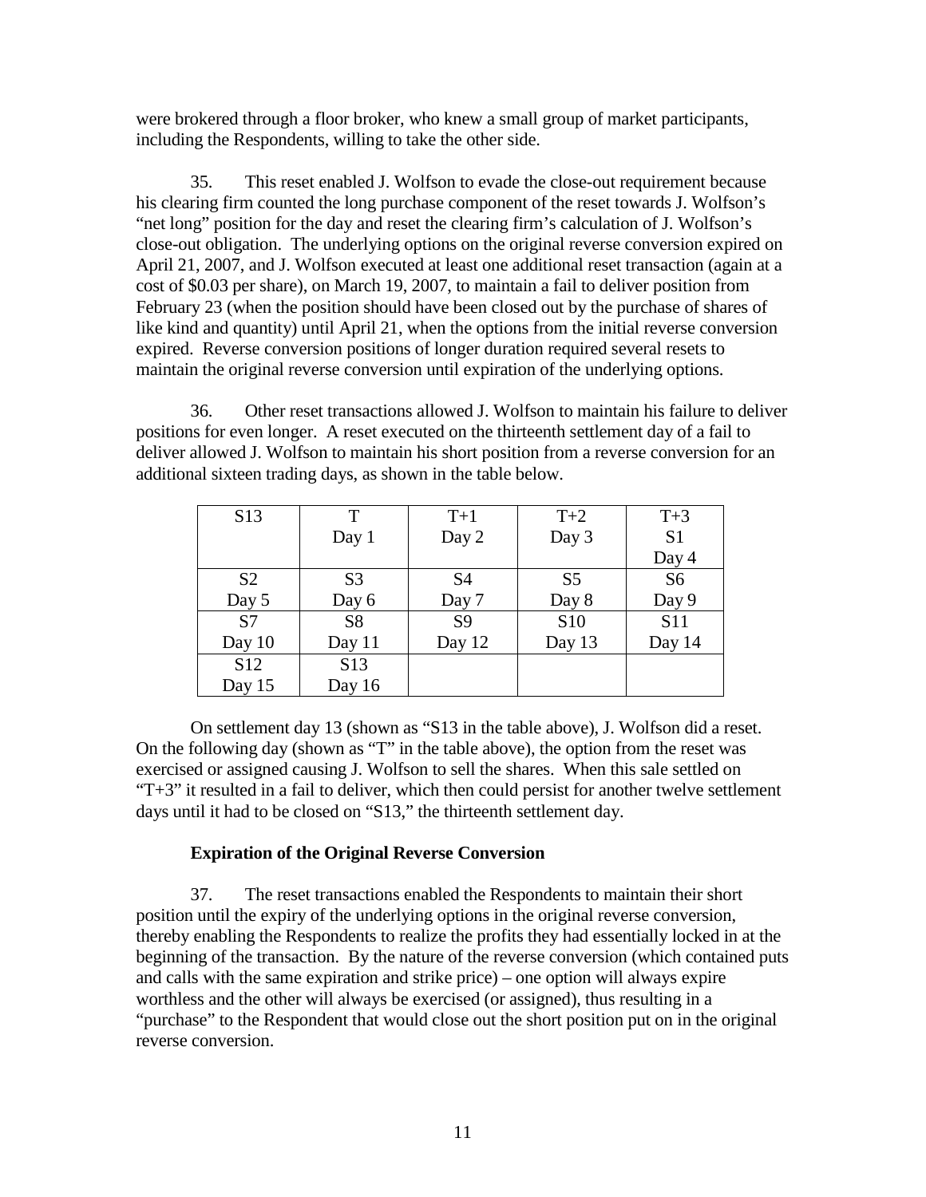were brokered through a floor broker, who knew a small group of market participants, including the Respondents, willing to take the other side.

35. This reset enabled J. Wolfson to evade the close-out requirement because his clearing firm counted the long purchase component of the reset towards J. Wolfson's "net long" position for the day and reset the clearing firm's calculation of J. Wolfson's close-out obligation. The underlying options on the original reverse conversion expired on April 21, 2007, and J. Wolfson executed at least one additional reset transaction (again at a cost of $0.03 per share), on March 19, 2007, to maintain a fail to deliver position from February 23 (when the position should have been closed out by the purchase of shares of like kind and quantity) until April 21, when the options from the initial reverse conversion expired. Reverse conversion positions of longer duration required several resets to maintain the original reverse conversion until expiration of the underlying options.

36. Other reset transactions allowed J. Wolfson to maintain his failure to deliver positions for even longer. A reset executed on the thirteenth settlement day of a fail to deliver allowed J. Wolfson to maintain his short position from a reverse conversion for an additional sixteen trading days, as shown in the table below.

| | | | | |
|---|---|---|---|---|
| S13 | T<br>Day 1 | T+1<br>Day 2 | T+2<br>Day 3 | T+3<br>S1<br>Day 4 |
| S2<br>Day 5 | S3<br>Day 6 | S4<br>Day 7 | S5<br>Day 8 | S6<br>Day 9 |
| S7<br>Day 10 | S8<br>Day 11 | S9<br>Day 12 | S10<br>Day 13 | S11<br>Day 14 |
| S12<br>Day 15 | S13<br>Day 16 | | | |

On settlement day 13 (shown as "S13 in the table above), J. Wolfson did a reset. On the following day (shown as "T" in the table above), the option from the reset was exercised or assigned causing J. Wolfson to sell the shares. When this sale settled on "T+3" it resulted in a fail to deliver, which then could persist for another twelve settlement days until it had to be closed on "S13," the thirteenth settlement day.

**Expiration of the Original Reverse Conversion**

37. The reset transactions enabled the Respondents to maintain their short position until the expiry of the underlying options in the original reverse conversion, thereby enabling the Respondents to realize the profits they had essentially locked in at the beginning of the transaction. By the nature of the reverse conversion (which contained puts and calls with the same expiration and strike price) – one option will always expire worthless and the other will always be exercised (or assigned), thus resulting in a "purchase" to the Respondent that would close out the short position put on in the original reverse conversion.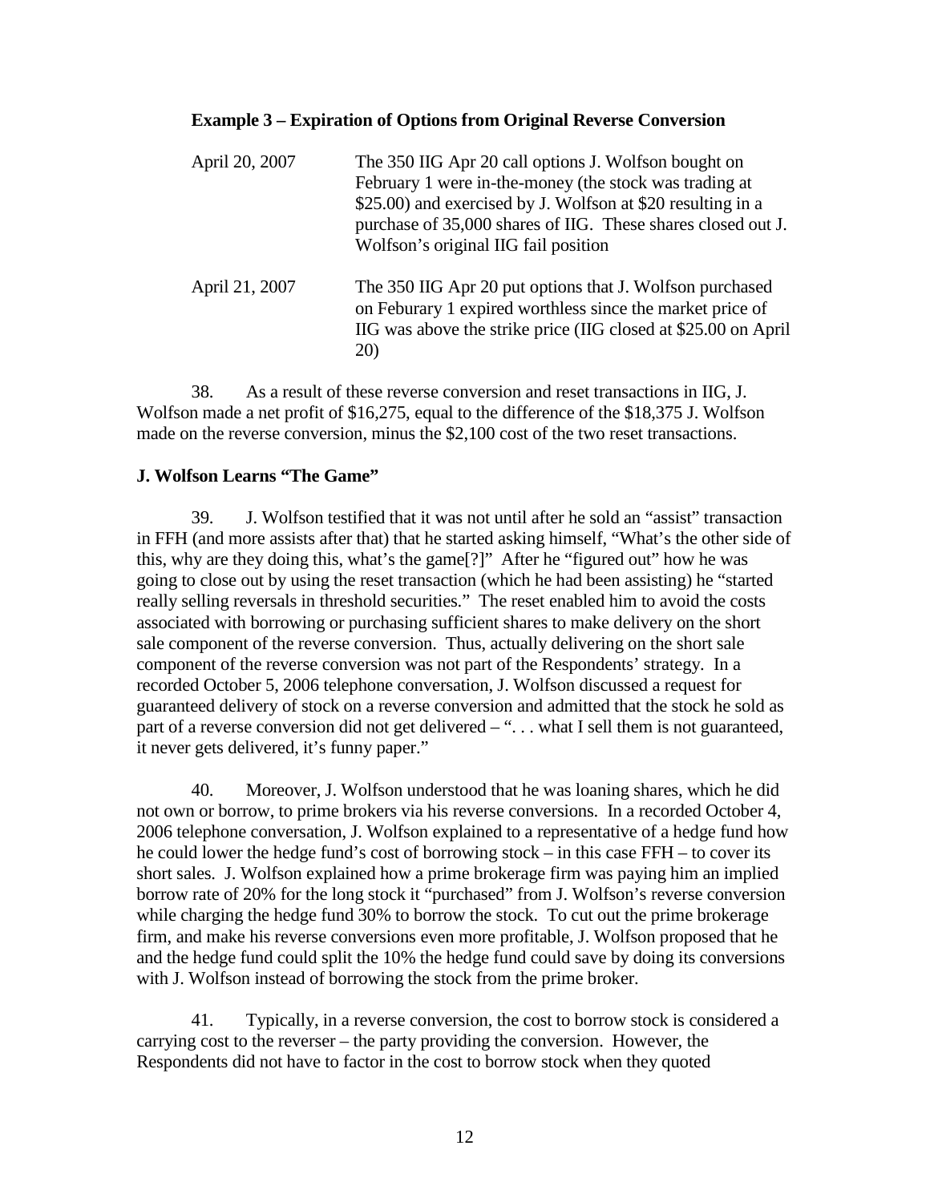**Example 3 – Expiration of Options from Original Reverse Conversion**

| | |
|---|---|
| April 20, 2007 | The 350 IIG Apr 20 call options J. Wolfson bought on February 1 were in-the-money (the stock was trading at $25.00) and exercised by J. Wolfson at $20 resulting in a purchase of 35,000 shares of IIG. These shares closed out J. Wolfson's original IIG fail position |
| April 21, 2007 | The 350 IIG Apr 20 put options that J. Wolfson purchased on Feburary 1 expired worthless since the market price of IIG was above the strike price (IIG closed at $25.00 on April 20) |

38. As a result of these reverse conversion and reset transactions in IIG, J. Wolfson made a net profit of $16,275, equal to the difference of the $18,375 J. Wolfson made on the reverse conversion, minus the $2,100 cost of the two reset transactions.

**J. Wolfson Learns "The Game"**

39. J. Wolfson testified that it was not until after he sold an "assist" transaction in FFH (and more assists after that) that he started asking himself, "What's the other side of this, why are they doing this, what's the game[?]" After he "figured out" how he was going to close out by using the reset transaction (which he had been assisting) he "started really selling reversals in threshold securities." The reset enabled him to avoid the costs associated with borrowing or purchasing sufficient shares to make delivery on the short sale component of the reverse conversion. Thus, actually delivering on the short sale component of the reverse conversion was not part of the Respondents' strategy. In a recorded October 5, 2006 telephone conversation, J. Wolfson discussed a request for guaranteed delivery of stock on a reverse conversion and admitted that the stock he sold as part of a reverse conversion did not get delivered – ". . . what I sell them is not guaranteed, it never gets delivered, it's funny paper."

40. Moreover, J. Wolfson understood that he was loaning shares, which he did not own or borrow, to prime brokers via his reverse conversions. In a recorded October 4, 2006 telephone conversation, J. Wolfson explained to a representative of a hedge fund how he could lower the hedge fund's cost of borrowing stock – in this case FFH – to cover its short sales. J. Wolfson explained how a prime brokerage firm was paying him an implied borrow rate of 20% for the long stock it "purchased" from J. Wolfson's reverse conversion while charging the hedge fund 30% to borrow the stock. To cut out the prime brokerage firm, and make his reverse conversions even more profitable, J. Wolfson proposed that he and the hedge fund could split the 10% the hedge fund could save by doing its conversions with J. Wolfson instead of borrowing the stock from the prime broker.

41. Typically, in a reverse conversion, the cost to borrow stock is considered a carrying cost to the reverser – the party providing the conversion. However, the Respondents did not have to factor in the cost to borrow stock when they quoted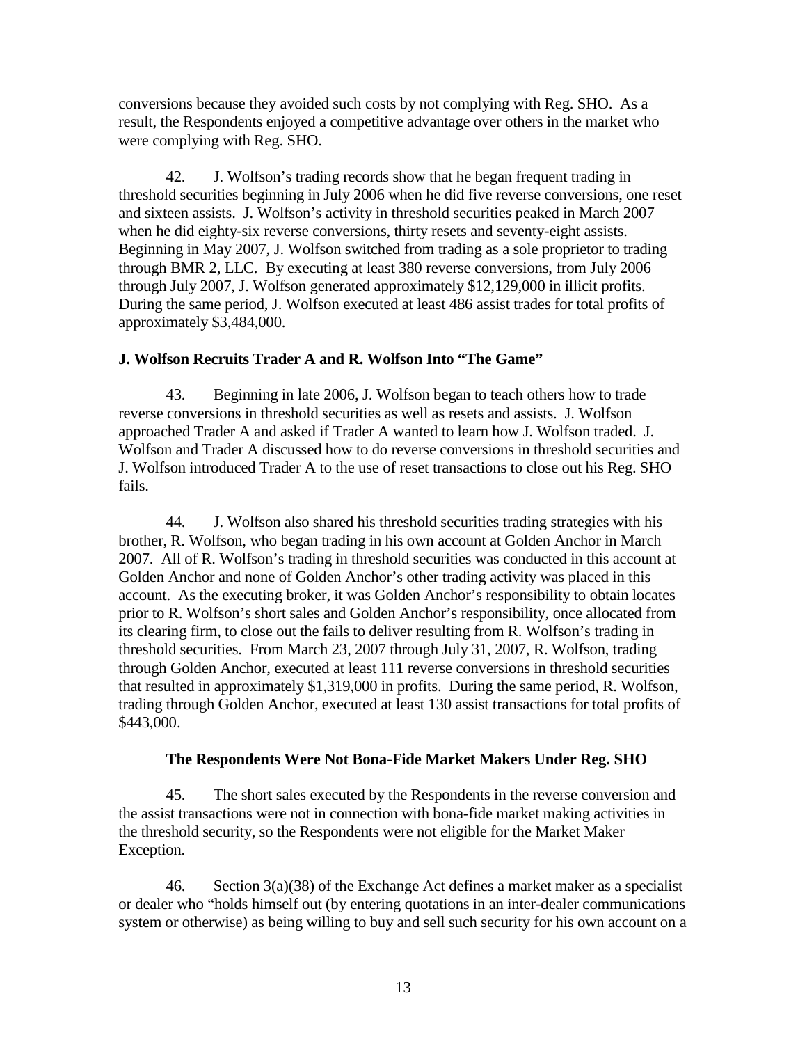conversions because they avoided such costs by not complying with Reg. SHO. As a result, the Respondents enjoyed a competitive advantage over others in the market who were complying with Reg. SHO.

42. J. Wolfson's trading records show that he began frequent trading in threshold securities beginning in July 2006 when he did five reverse conversions, one reset and sixteen assists. J. Wolfson's activity in threshold securities peaked in March 2007 when he did eighty-six reverse conversions, thirty resets and seventy-eight assists. Beginning in May 2007, J. Wolfson switched from trading as a sole proprietor to trading through BMR 2, LLC. By executing at least 380 reverse conversions, from July 2006 through July 2007, J. Wolfson generated approximately $12,129,000 in illicit profits. During the same period, J. Wolfson executed at least 486 assist trades for total profits of approximately $3,484,000.

**J. Wolfson Recruits Trader A and R. Wolfson Into "The Game"**

43. Beginning in late 2006, J. Wolfson began to teach others how to trade reverse conversions in threshold securities as well as resets and assists. J. Wolfson approached Trader A and asked if Trader A wanted to learn how J. Wolfson traded. J. Wolfson and Trader A discussed how to do reverse conversions in threshold securities and J. Wolfson introduced Trader A to the use of reset transactions to close out his Reg. SHO fails.

44. J. Wolfson also shared his threshold securities trading strategies with his brother, R. Wolfson, who began trading in his own account at Golden Anchor in March 2007. All of R. Wolfson's trading in threshold securities was conducted in this account at Golden Anchor and none of Golden Anchor's other trading activity was placed in this account. As the executing broker, it was Golden Anchor's responsibility to obtain locates prior to R. Wolfson's short sales and Golden Anchor's responsibility, once allocated from its clearing firm, to close out the fails to deliver resulting from R. Wolfson's trading in threshold securities. From March 23, 2007 through July 31, 2007, R. Wolfson, trading through Golden Anchor, executed at least 111 reverse conversions in threshold securities that resulted in approximately $1,319,000 in profits. During the same period, R. Wolfson, trading through Golden Anchor, executed at least 130 assist transactions for total profits of $443,000.

**The Respondents Were Not Bona-Fide Market Makers Under Reg. SHO**

45. The short sales executed by the Respondents in the reverse conversion and the assist transactions were not in connection with bona-fide market making activities in the threshold security, so the Respondents were not eligible for the Market Maker Exception.

46. Section 3(a)(38) of the Exchange Act defines a market maker as a specialist or dealer who "holds himself out (by entering quotations in an inter-dealer communications system or otherwise) as being willing to buy and sell such security for his own account on a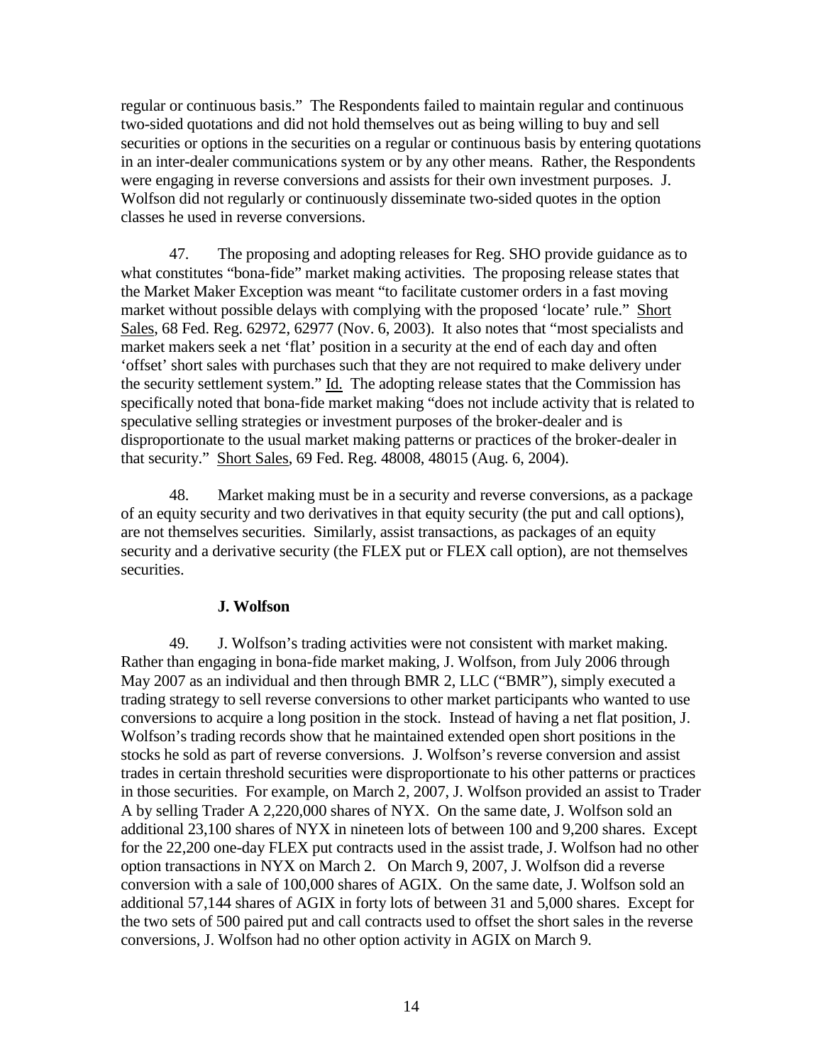regular or continuous basis." The Respondents failed to maintain regular and continuous two-sided quotations and did not hold themselves out as being willing to buy and sell securities or options in the securities on a regular or continuous basis by entering quotations in an inter-dealer communications system or by any other means. Rather, the Respondents were engaging in reverse conversions and assists for their own investment purposes. J. Wolfson did not regularly or continuously disseminate two-sided quotes in the option classes he used in reverse conversions.

47. The proposing and adopting releases for Reg. SHO provide guidance as to what constitutes "bona-fide" market making activities. The proposing release states that the Market Maker Exception was meant "to facilitate customer orders in a fast moving market without possible delays with complying with the proposed 'locate' rule." Short Sales, 68 Fed. Reg. 62972, 62977 (Nov. 6, 2003). It also notes that "most specialists and market makers seek a net 'flat' position in a security at the end of each day and often 'offset' short sales with purchases such that they are not required to make delivery under the security settlement system." Id. The adopting release states that the Commission has specifically noted that bona-fide market making "does not include activity that is related to speculative selling strategies or investment purposes of the broker-dealer and is disproportionate to the usual market making patterns or practices of the broker-dealer in that security." Short Sales, 69 Fed. Reg. 48008, 48015 (Aug. 6, 2004).

48. Market making must be in a security and reverse conversions, as a package of an equity security and two derivatives in that equity security (the put and call options), are not themselves securities. Similarly, assist transactions, as packages of an equity security and a derivative security (the FLEX put or FLEX call option), are not themselves securities.

**J. Wolfson**

49. J. Wolfson's trading activities were not consistent with market making. Rather than engaging in bona-fide market making, J. Wolfson, from July 2006 through May 2007 as an individual and then through BMR 2, LLC ("BMR"), simply executed a trading strategy to sell reverse conversions to other market participants who wanted to use conversions to acquire a long position in the stock. Instead of having a net flat position, J. Wolfson's trading records show that he maintained extended open short positions in the stocks he sold as part of reverse conversions. J. Wolfson's reverse conversion and assist trades in certain threshold securities were disproportionate to his other patterns or practices in those securities. For example, on March 2, 2007, J. Wolfson provided an assist to Trader A by selling Trader A 2,220,000 shares of NYX. On the same date, J. Wolfson sold an additional 23,100 shares of NYX in nineteen lots of between 100 and 9,200 shares. Except for the 22,200 one-day FLEX put contracts used in the assist trade, J. Wolfson had no other option transactions in NYX on March 2. On March 9, 2007, J. Wolfson did a reverse conversion with a sale of 100,000 shares of AGIX. On the same date, J. Wolfson sold an additional 57,144 shares of AGIX in forty lots of between 31 and 5,000 shares. Except for the two sets of 500 paired put and call contracts used to offset the short sales in the reverse conversions, J. Wolfson had no other option activity in AGIX on March 9.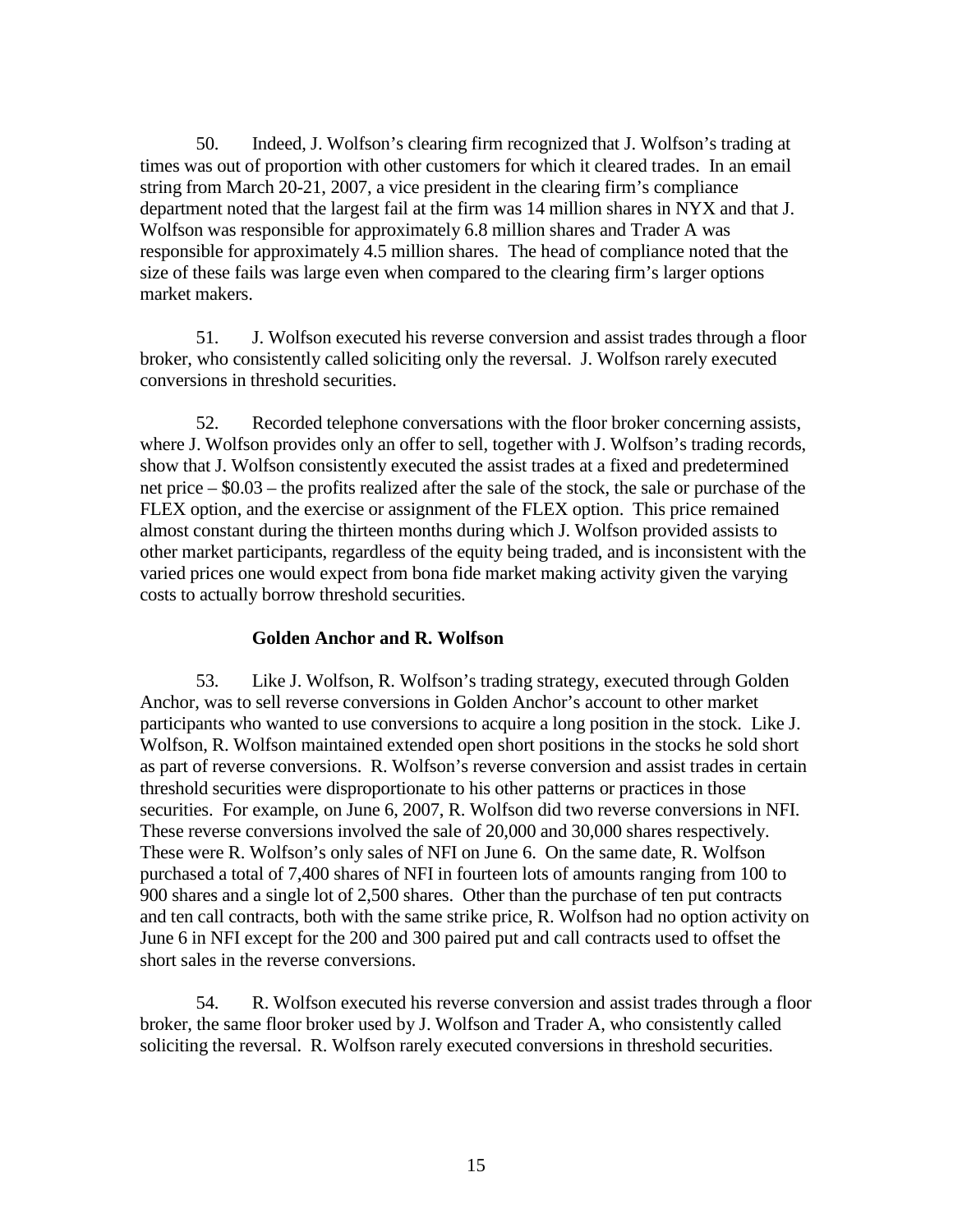50. Indeed, J. Wolfson's clearing firm recognized that J. Wolfson's trading at times was out of proportion with other customers for which it cleared trades. In an email string from March 20-21, 2007, a vice president in the clearing firm's compliance department noted that the largest fail at the firm was 14 million shares in NYX and that J. Wolfson was responsible for approximately 6.8 million shares and Trader A was responsible for approximately 4.5 million shares. The head of compliance noted that the size of these fails was large even when compared to the clearing firm's larger options market makers.

51. J. Wolfson executed his reverse conversion and assist trades through a floor broker, who consistently called soliciting only the reversal. J. Wolfson rarely executed conversions in threshold securities.

52. Recorded telephone conversations with the floor broker concerning assists, where J. Wolfson provides only an offer to sell, together with J. Wolfson's trading records, show that J. Wolfson consistently executed the assist trades at a fixed and predetermined net price – $0.03 – the profits realized after the sale of the stock, the sale or purchase of the FLEX option, and the exercise or assignment of the FLEX option. This price remained almost constant during the thirteen months during which J. Wolfson provided assists to other market participants, regardless of the equity being traded, and is inconsistent with the varied prices one would expect from bona fide market making activity given the varying costs to actually borrow threshold securities.

**Golden Anchor and R. Wolfson**

53. Like J. Wolfson, R. Wolfson's trading strategy, executed through Golden Anchor, was to sell reverse conversions in Golden Anchor's account to other market participants who wanted to use conversions to acquire a long position in the stock. Like J. Wolfson, R. Wolfson maintained extended open short positions in the stocks he sold short as part of reverse conversions. R. Wolfson's reverse conversion and assist trades in certain threshold securities were disproportionate to his other patterns or practices in those securities. For example, on June 6, 2007, R. Wolfson did two reverse conversions in NFI. These reverse conversions involved the sale of 20,000 and 30,000 shares respectively. These were R. Wolfson's only sales of NFI on June 6. On the same date, R. Wolfson purchased a total of 7,400 shares of NFI in fourteen lots of amounts ranging from 100 to 900 shares and a single lot of 2,500 shares. Other than the purchase of ten put contracts and ten call contracts, both with the same strike price, R. Wolfson had no option activity on June 6 in NFI except for the 200 and 300 paired put and call contracts used to offset the short sales in the reverse conversions.

54. R. Wolfson executed his reverse conversion and assist trades through a floor broker, the same floor broker used by J. Wolfson and Trader A, who consistently called soliciting the reversal. R. Wolfson rarely executed conversions in threshold securities.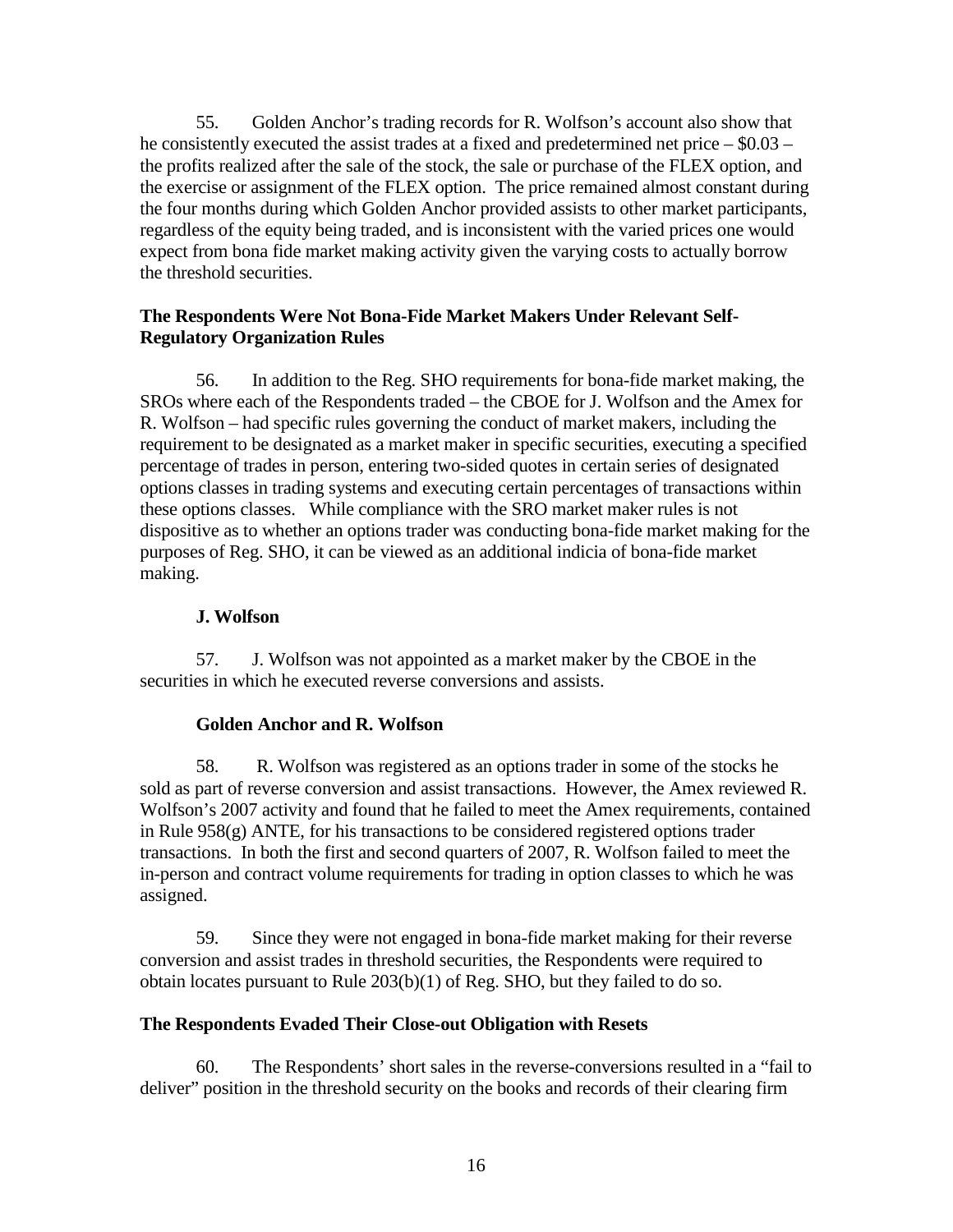55. Golden Anchor's trading records for R. Wolfson's account also show that he consistently executed the assist trades at a fixed and predetermined net price – $0.03 – the profits realized after the sale of the stock, the sale or purchase of the FLEX option, and the exercise or assignment of the FLEX option. The price remained almost constant during the four months during which Golden Anchor provided assists to other market participants, regardless of the equity being traded, and is inconsistent with the varied prices one would expect from bona fide market making activity given the varying costs to actually borrow the threshold securities.

### The Respondents Were Not Bona-Fide Market Makers Under Relevant Self-Regulatory Organization Rules

56. In addition to the Reg. SHO requirements for bona-fide market making, the SROs where each of the Respondents traded – the CBOE for J. Wolfson and the Amex for R. Wolfson – had specific rules governing the conduct of market makers, including the requirement to be designated as a market maker in specific securities, executing a specified percentage of trades in person, entering two-sided quotes in certain series of designated options classes in trading systems and executing certain percentages of transactions within these options classes. While compliance with the SRO market maker rules is not dispositive as to whether an options trader was conducting bona-fide market making for the purposes of Reg. SHO, it can be viewed as an additional indicia of bona-fide market making.

#### J. Wolfson

57. J. Wolfson was not appointed as a market maker by the CBOE in the securities in which he executed reverse conversions and assists.

#### Golden Anchor and R. Wolfson

58. R. Wolfson was registered as an options trader in some of the stocks he sold as part of reverse conversion and assist transactions. However, the Amex reviewed R. Wolfson's 2007 activity and found that he failed to meet the Amex requirements, contained in Rule 958(g) ANTE, for his transactions to be considered registered options trader transactions. In both the first and second quarters of 2007, R. Wolfson failed to meet the in-person and contract volume requirements for trading in option classes to which he was assigned.

59. Since they were not engaged in bona-fide market making for their reverse conversion and assist trades in threshold securities, the Respondents were required to obtain locates pursuant to Rule 203(b)(1) of Reg. SHO, but they failed to do so.

### The Respondents Evaded Their Close-out Obligation with Resets

60. The Respondents' short sales in the reverse-conversions resulted in a "fail to deliver" position in the threshold security on the books and records of their clearing firm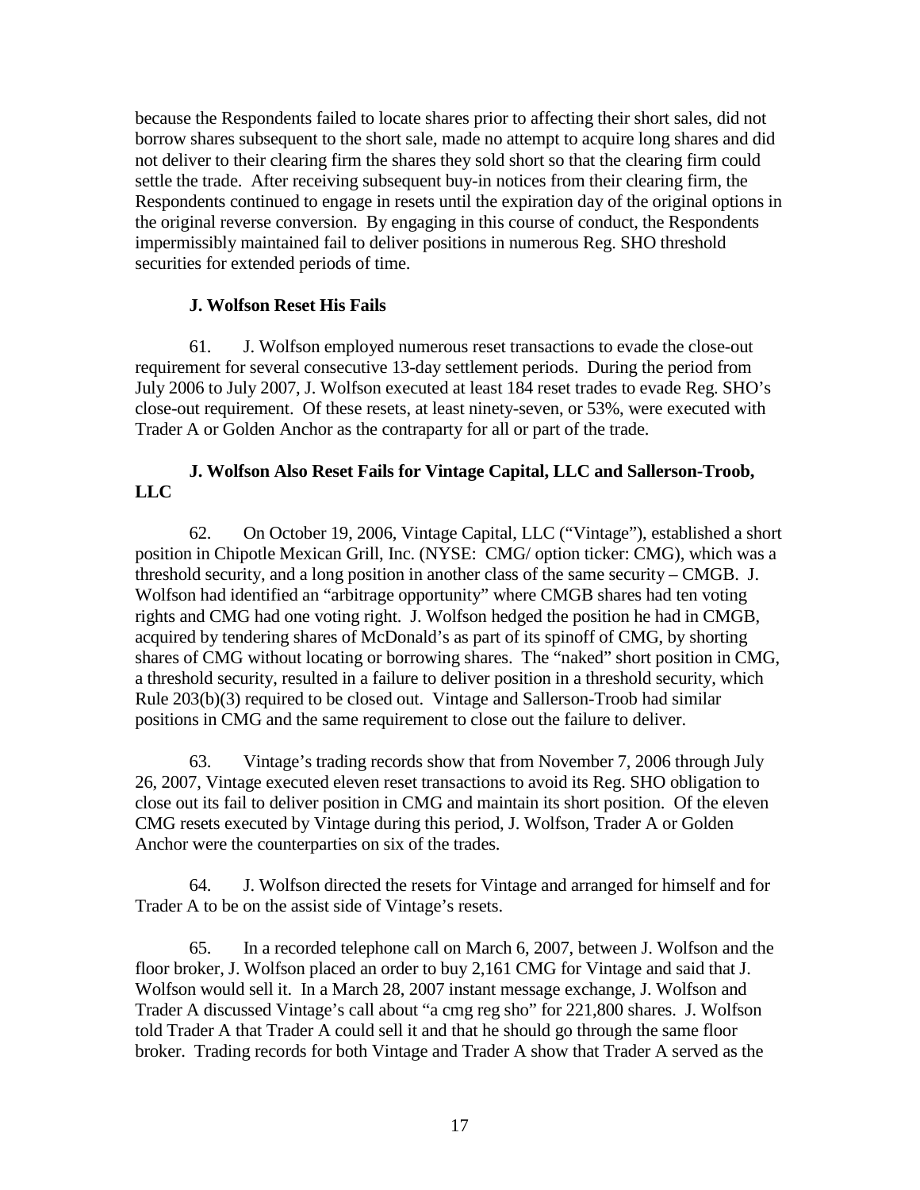because the Respondents failed to locate shares prior to affecting their short sales, did not borrow shares subsequent to the short sale, made no attempt to acquire long shares and did not deliver to their clearing firm the shares they sold short so that the clearing firm could settle the trade. After receiving subsequent buy-in notices from their clearing firm, the Respondents continued to engage in resets until the expiration day of the original options in the original reverse conversion. By engaging in this course of conduct, the Respondents impermissibly maintained fail to deliver positions in numerous Reg. SHO threshold securities for extended periods of time.

**J. Wolfson Reset His Fails**

61. J. Wolfson employed numerous reset transactions to evade the close-out requirement for several consecutive 13-day settlement periods. During the period from July 2006 to July 2007, J. Wolfson executed at least 184 reset trades to evade Reg. SHO's close-out requirement. Of these resets, at least ninety-seven, or 53%, were executed with Trader A or Golden Anchor as the contraparty for all or part of the trade.

**J. Wolfson Also Reset Fails for Vintage Capital, LLC and Sallerson-Troob, LLC**

62. On October 19, 2006, Vintage Capital, LLC ("Vintage"), established a short position in Chipotle Mexican Grill, Inc. (NYSE: CMG/ option ticker: CMG), which was a threshold security, and a long position in another class of the same security – CMGB. J. Wolfson had identified an "arbitrage opportunity" where CMGB shares had ten voting rights and CMG had one voting right. J. Wolfson hedged the position he had in CMGB, acquired by tendering shares of McDonald's as part of its spinoff of CMG, by shorting shares of CMG without locating or borrowing shares. The "naked" short position in CMG, a threshold security, resulted in a failure to deliver position in a threshold security, which Rule 203(b)(3) required to be closed out. Vintage and Sallerson-Troob had similar positions in CMG and the same requirement to close out the failure to deliver.

63. Vintage's trading records show that from November 7, 2006 through July 26, 2007, Vintage executed eleven reset transactions to avoid its Reg. SHO obligation to close out its fail to deliver position in CMG and maintain its short position. Of the eleven CMG resets executed by Vintage during this period, J. Wolfson, Trader A or Golden Anchor were the counterparties on six of the trades.

64. J. Wolfson directed the resets for Vintage and arranged for himself and for Trader A to be on the assist side of Vintage's resets.

65. In a recorded telephone call on March 6, 2007, between J. Wolfson and the floor broker, J. Wolfson placed an order to buy 2,161 CMG for Vintage and said that J. Wolfson would sell it. In a March 28, 2007 instant message exchange, J. Wolfson and Trader A discussed Vintage's call about "a cmg reg sho" for 221,800 shares. J. Wolfson told Trader A that Trader A could sell it and that he should go through the same floor broker. Trading records for both Vintage and Trader A show that Trader A served as the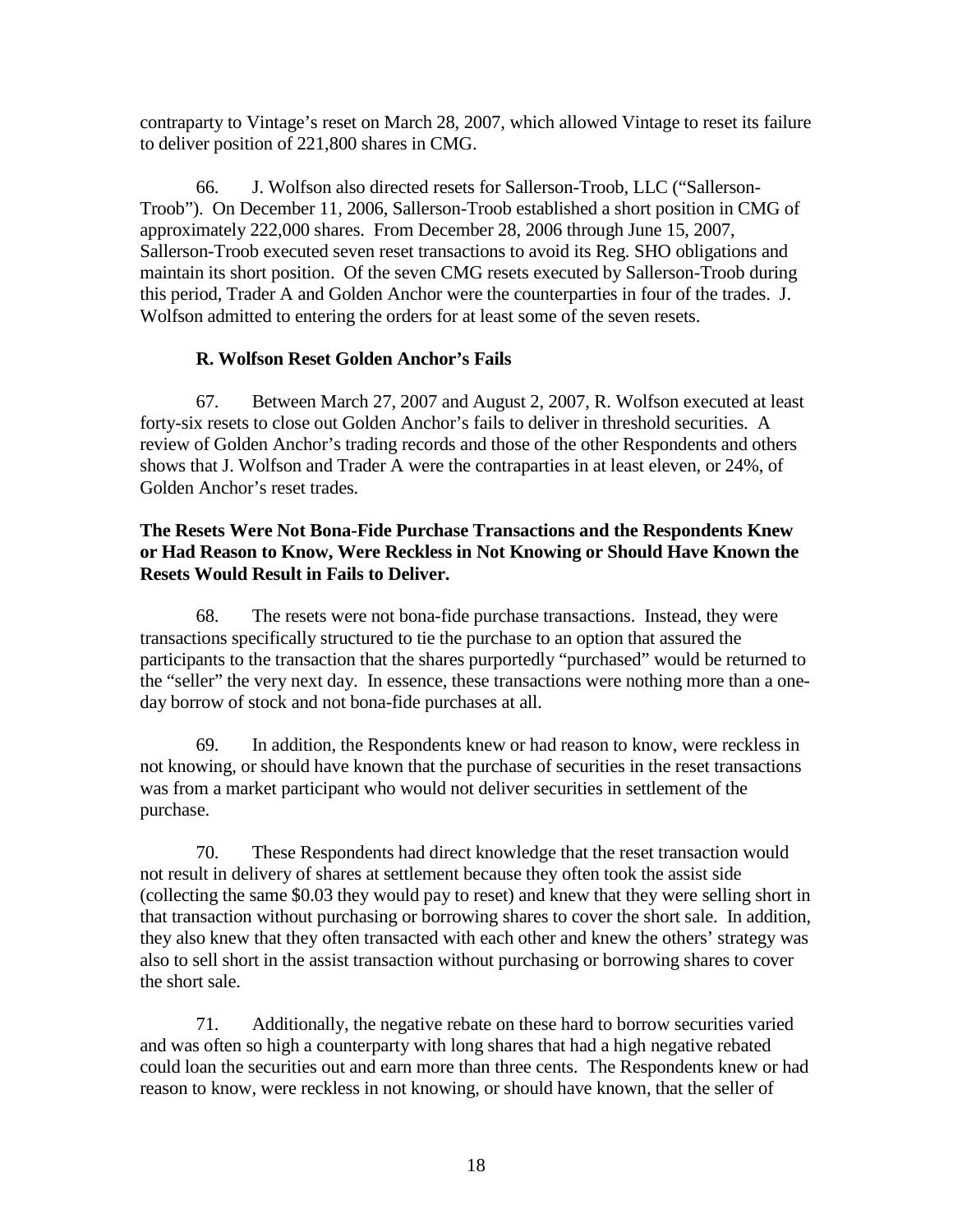contraparty to Vintage's reset on March 28, 2007, which allowed Vintage to reset its failure to deliver position of 221,800 shares in CMG.

66. J. Wolfson also directed resets for Sallerson-Troob, LLC ("Sallerson-Troob"). On December 11, 2006, Sallerson-Troob established a short position in CMG of approximately 222,000 shares. From December 28, 2006 through June 15, 2007, Sallerson-Troob executed seven reset transactions to avoid its Reg. SHO obligations and maintain its short position. Of the seven CMG resets executed by Sallerson-Troob during this period, Trader A and Golden Anchor were the counterparties in four of the trades. J. Wolfson admitted to entering the orders for at least some of the seven resets.

**R. Wolfson Reset Golden Anchor's Fails**

67. Between March 27, 2007 and August 2, 2007, R. Wolfson executed at least forty-six resets to close out Golden Anchor's fails to deliver in threshold securities. A review of Golden Anchor's trading records and those of the other Respondents and others shows that J. Wolfson and Trader A were the contraparties in at least eleven, or 24%, of Golden Anchor's reset trades.

**The Resets Were Not Bona-Fide Purchase Transactions and the Respondents Knew or Had Reason to Know, Were Reckless in Not Knowing or Should Have Known the Resets Would Result in Fails to Deliver.**

68. The resets were not bona-fide purchase transactions. Instead, they were transactions specifically structured to tie the purchase to an option that assured the participants to the transaction that the shares purportedly "purchased" would be returned to the "seller" the very next day. In essence, these transactions were nothing more than a one-day borrow of stock and not bona-fide purchases at all.

69. In addition, the Respondents knew or had reason to know, were reckless in not knowing, or should have known that the purchase of securities in the reset transactions was from a market participant who would not deliver securities in settlement of the purchase.

70. These Respondents had direct knowledge that the reset transaction would not result in delivery of shares at settlement because they often took the assist side (collecting the same $0.03 they would pay to reset) and knew that they were selling short in that transaction without purchasing or borrowing shares to cover the short sale. In addition, they also knew that they often transacted with each other and knew the others' strategy was also to sell short in the assist transaction without purchasing or borrowing shares to cover the short sale.

71. Additionally, the negative rebate on these hard to borrow securities varied and was often so high a counterparty with long shares that had a high negative rebated could loan the securities out and earn more than three cents. The Respondents knew or had reason to know, were reckless in not knowing, or should have known, that the seller of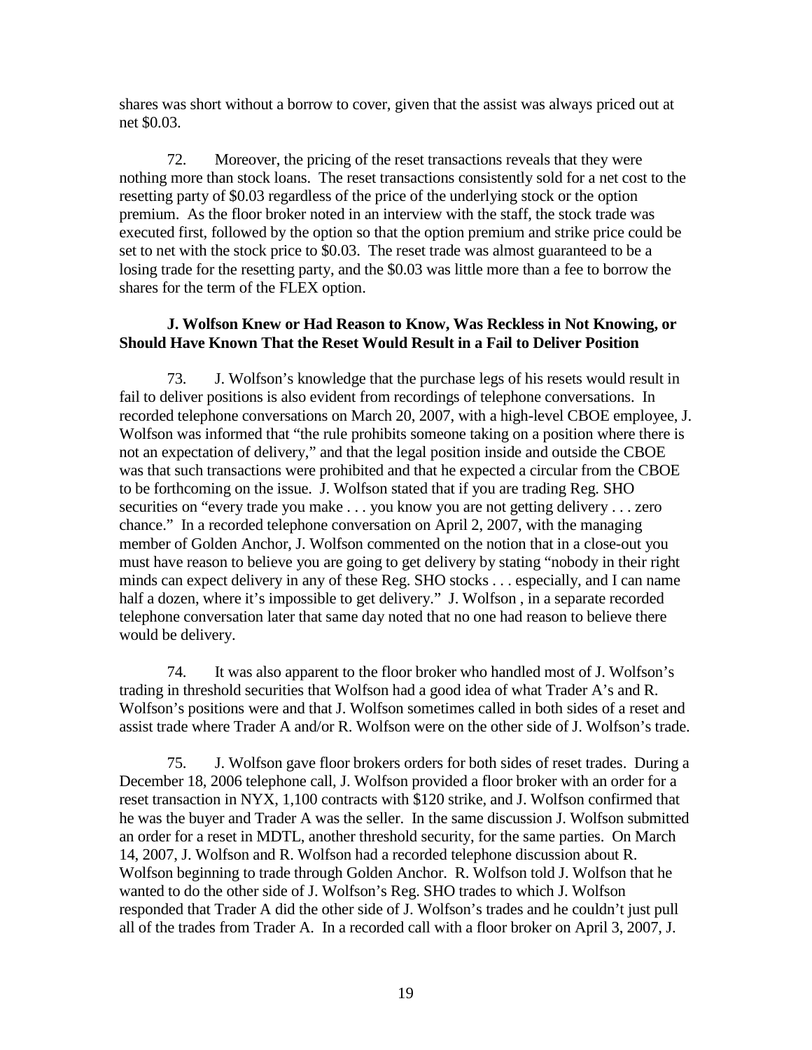shares was short without a borrow to cover, given that the assist was always priced out at net $0.03.

72. Moreover, the pricing of the reset transactions reveals that they were nothing more than stock loans. The reset transactions consistently sold for a net cost to the resetting party of $0.03 regardless of the price of the underlying stock or the option premium. As the floor broker noted in an interview with the staff, the stock trade was executed first, followed by the option so that the option premium and strike price could be set to net with the stock price to $0.03. The reset trade was almost guaranteed to be a losing trade for the resetting party, and the $0.03 was little more than a fee to borrow the shares for the term of the FLEX option.

**J. Wolfson Knew or Had Reason to Know, Was Reckless in Not Knowing, or Should Have Known That the Reset Would Result in a Fail to Deliver Position**

73. J. Wolfson's knowledge that the purchase legs of his resets would result in fail to deliver positions is also evident from recordings of telephone conversations. In recorded telephone conversations on March 20, 2007, with a high-level CBOE employee, J. Wolfson was informed that "the rule prohibits someone taking on a position where there is not an expectation of delivery," and that the legal position inside and outside the CBOE was that such transactions were prohibited and that he expected a circular from the CBOE to be forthcoming on the issue. J. Wolfson stated that if you are trading Reg. SHO securities on "every trade you make . . . you know you are not getting delivery . . . zero chance." In a recorded telephone conversation on April 2, 2007, with the managing member of Golden Anchor, J. Wolfson commented on the notion that in a close-out you must have reason to believe you are going to get delivery by stating "nobody in their right minds can expect delivery in any of these Reg. SHO stocks . . . especially, and I can name half a dozen, where it's impossible to get delivery." J. Wolfson , in a separate recorded telephone conversation later that same day noted that no one had reason to believe there would be delivery.

74. It was also apparent to the floor broker who handled most of J. Wolfson's trading in threshold securities that Wolfson had a good idea of what Trader A's and R. Wolfson's positions were and that J. Wolfson sometimes called in both sides of a reset and assist trade where Trader A and/or R. Wolfson were on the other side of J. Wolfson's trade.

75. J. Wolfson gave floor brokers orders for both sides of reset trades. During a December 18, 2006 telephone call, J. Wolfson provided a floor broker with an order for a reset transaction in NYX, 1,100 contracts with $120 strike, and J. Wolfson confirmed that he was the buyer and Trader A was the seller. In the same discussion J. Wolfson submitted an order for a reset in MDTL, another threshold security, for the same parties. On March 14, 2007, J. Wolfson and R. Wolfson had a recorded telephone discussion about R. Wolfson beginning to trade through Golden Anchor. R. Wolfson told J. Wolfson that he wanted to do the other side of J. Wolfson's Reg. SHO trades to which J. Wolfson responded that Trader A did the other side of J. Wolfson's trades and he couldn't just pull all of the trades from Trader A. In a recorded call with a floor broker on April 3, 2007, J.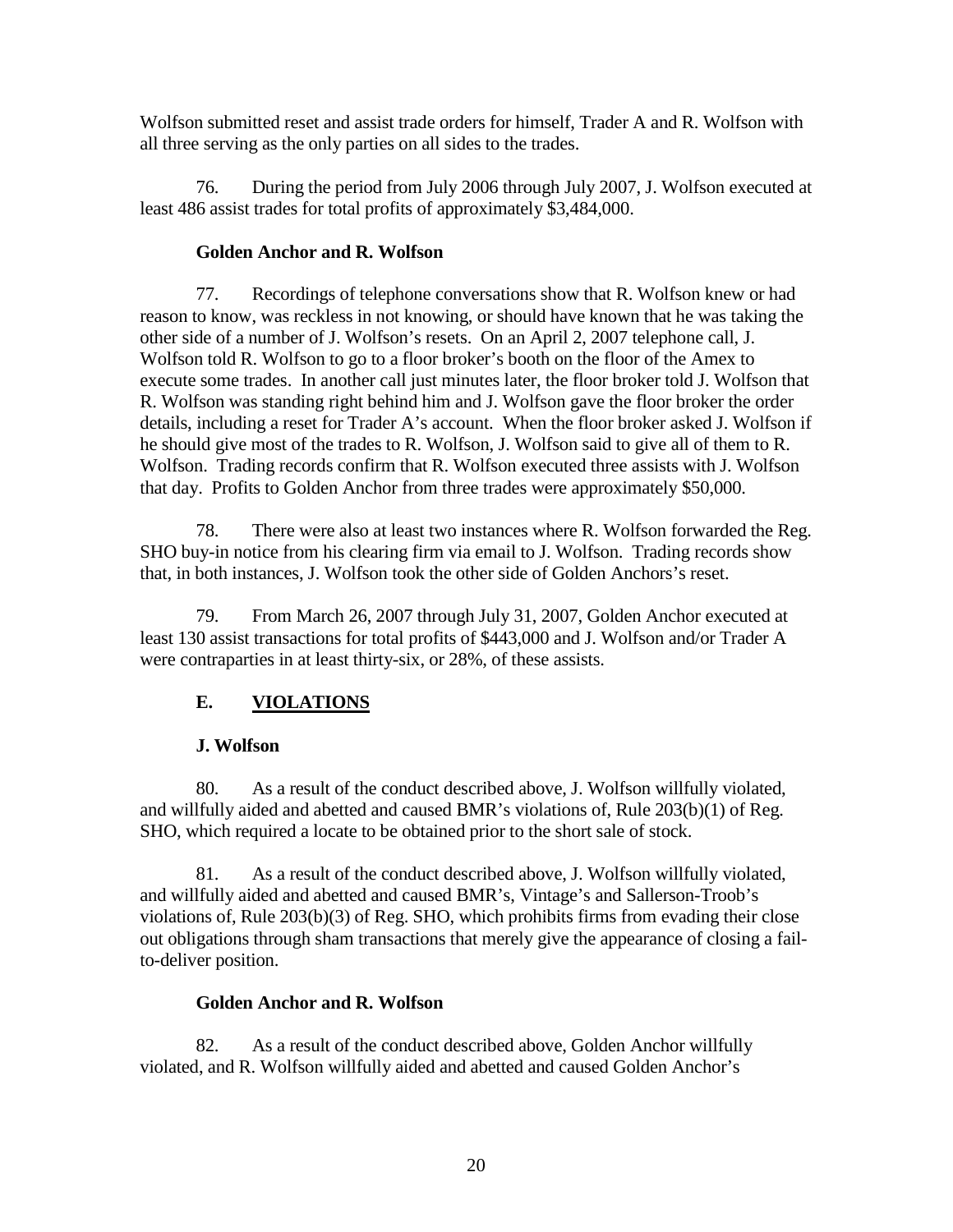Wolfson submitted reset and assist trade orders for himself, Trader A and R. Wolfson with all three serving as the only parties on all sides to the trades.

76. During the period from July 2006 through July 2007, J. Wolfson executed at least 486 assist trades for total profits of approximately $3,484,000.

**Golden Anchor and R. Wolfson**

77. Recordings of telephone conversations show that R. Wolfson knew or had reason to know, was reckless in not knowing, or should have known that he was taking the other side of a number of J. Wolfson's resets. On an April 2, 2007 telephone call, J. Wolfson told R. Wolfson to go to a floor broker's booth on the floor of the Amex to execute some trades. In another call just minutes later, the floor broker told J. Wolfson that R. Wolfson was standing right behind him and J. Wolfson gave the floor broker the order details, including a reset for Trader A's account. When the floor broker asked J. Wolfson if he should give most of the trades to R. Wolfson, J. Wolfson said to give all of them to R. Wolfson. Trading records confirm that R. Wolfson executed three assists with J. Wolfson that day. Profits to Golden Anchor from three trades were approximately $50,000.

78. There were also at least two instances where R. Wolfson forwarded the Reg. SHO buy-in notice from his clearing firm via email to J. Wolfson. Trading records show that, in both instances, J. Wolfson took the other side of Golden Anchors's reset.

79. From March 26, 2007 through July 31, 2007, Golden Anchor executed at least 130 assist transactions for total profits of $443,000 and J. Wolfson and/or Trader A were contraparties in at least thirty-six, or 28%, of these assists.

## E. VIOLATIONS

**J. Wolfson**

80. As a result of the conduct described above, J. Wolfson willfully violated, and willfully aided and abetted and caused BMR's violations of, Rule 203(b)(1) of Reg. SHO, which required a locate to be obtained prior to the short sale of stock.

81. As a result of the conduct described above, J. Wolfson willfully violated, and willfully aided and abetted and caused BMR's, Vintage's and Sallerson-Troob's violations of, Rule 203(b)(3) of Reg. SHO, which prohibits firms from evading their close out obligations through sham transactions that merely give the appearance of closing a fail-to-deliver position.

**Golden Anchor and R. Wolfson**

82. As a result of the conduct described above, Golden Anchor willfully violated, and R. Wolfson willfully aided and abetted and caused Golden Anchor's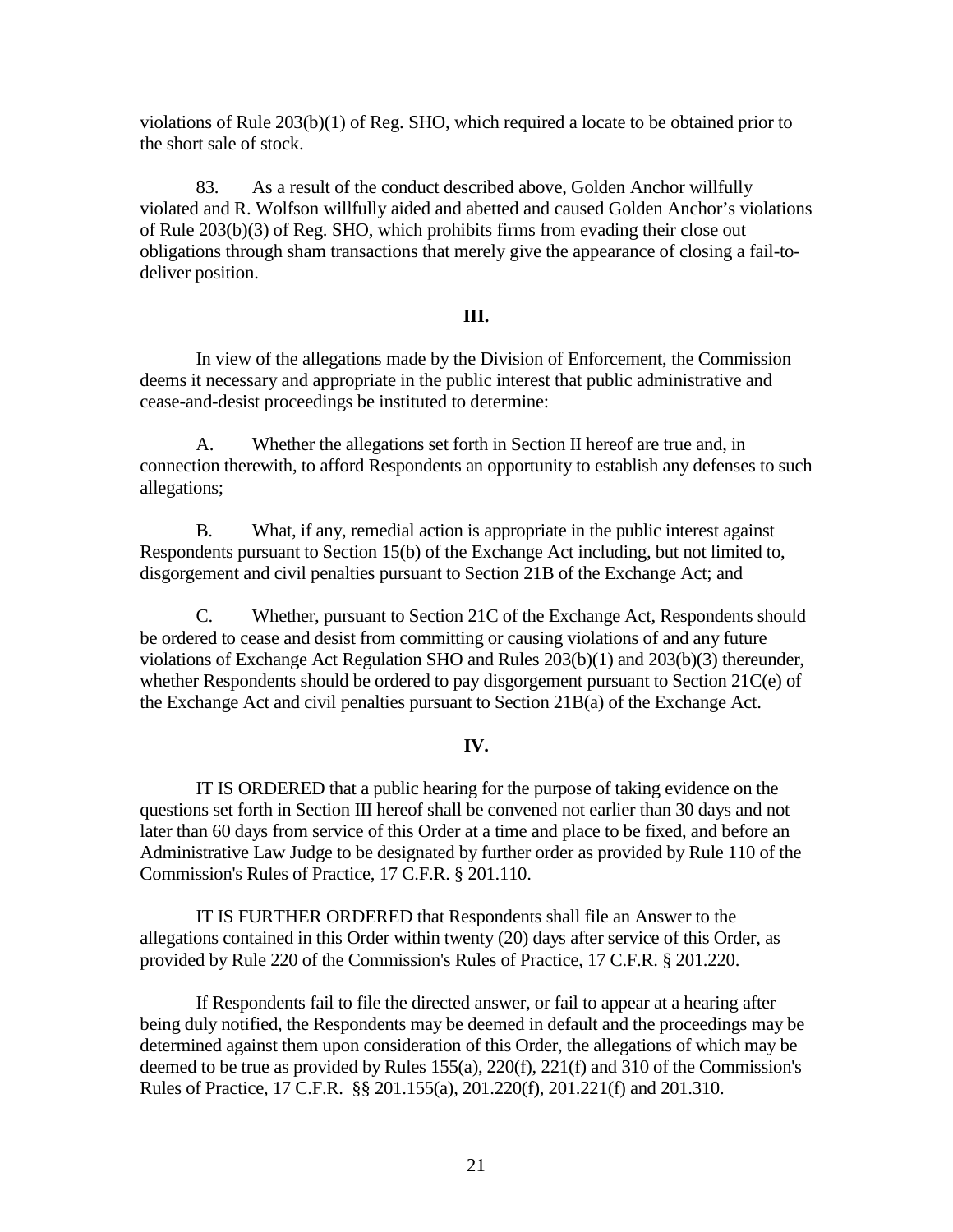violations of Rule 203(b)(1) of Reg. SHO, which required a locate to be obtained prior to the short sale of stock.

83. As a result of the conduct described above, Golden Anchor willfully violated and R. Wolfson willfully aided and abetted and caused Golden Anchor's violations of Rule 203(b)(3) of Reg. SHO, which prohibits firms from evading their close out obligations through sham transactions that merely give the appearance of closing a fail-to-deliver position.

## III.

In view of the allegations made by the Division of Enforcement, the Commission deems it necessary and appropriate in the public interest that public administrative and cease-and-desist proceedings be instituted to determine:

A. Whether the allegations set forth in Section II hereof are true and, in connection therewith, to afford Respondents an opportunity to establish any defenses to such allegations;

B. What, if any, remedial action is appropriate in the public interest against Respondents pursuant to Section 15(b) of the Exchange Act including, but not limited to, disgorgement and civil penalties pursuant to Section 21B of the Exchange Act; and

C. Whether, pursuant to Section 21C of the Exchange Act, Respondents should be ordered to cease and desist from committing or causing violations of and any future violations of Exchange Act Regulation SHO and Rules 203(b)(1) and 203(b)(3) thereunder, whether Respondents should be ordered to pay disgorgement pursuant to Section 21C(e) of the Exchange Act and civil penalties pursuant to Section 21B(a) of the Exchange Act.

## IV.

IT IS ORDERED that a public hearing for the purpose of taking evidence on the questions set forth in Section III hereof shall be convened not earlier than 30 days and not later than 60 days from service of this Order at a time and place to be fixed, and before an Administrative Law Judge to be designated by further order as provided by Rule 110 of the Commission's Rules of Practice, 17 C.F.R. § 201.110.

IT IS FURTHER ORDERED that Respondents shall file an Answer to the allegations contained in this Order within twenty (20) days after service of this Order, as provided by Rule 220 of the Commission's Rules of Practice, 17 C.F.R. § 201.220.

If Respondents fail to file the directed answer, or fail to appear at a hearing after being duly notified, the Respondents may be deemed in default and the proceedings may be determined against them upon consideration of this Order, the allegations of which may be deemed to be true as provided by Rules 155(a), 220(f), 221(f) and 310 of the Commission's Rules of Practice, 17 C.F.R. §§ 201.155(a), 201.220(f), 201.221(f) and 201.310.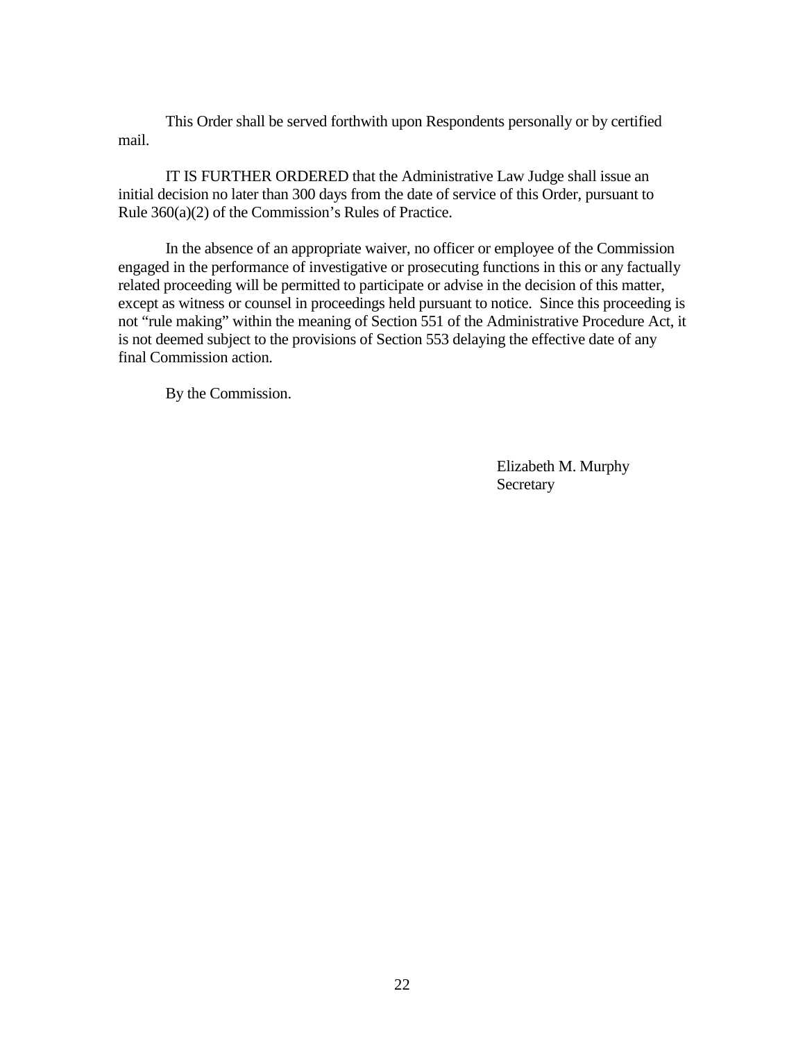This Order shall be served forthwith upon Respondents personally or by certified mail.

IT IS FURTHER ORDERED that the Administrative Law Judge shall issue an initial decision no later than 300 days from the date of service of this Order, pursuant to Rule 360(a)(2) of the Commission's Rules of Practice.

In the absence of an appropriate waiver, no officer or employee of the Commission engaged in the performance of investigative or prosecuting functions in this or any factually related proceeding will be permitted to participate or advise in the decision of this matter, except as witness or counsel in proceedings held pursuant to notice. Since this proceeding is not "rule making" within the meaning of Section 551 of the Administrative Procedure Act, it is not deemed subject to the provisions of Section 553 delaying the effective date of any final Commission action.

By the Commission.

Elizabeth M. Murphy
Secretary